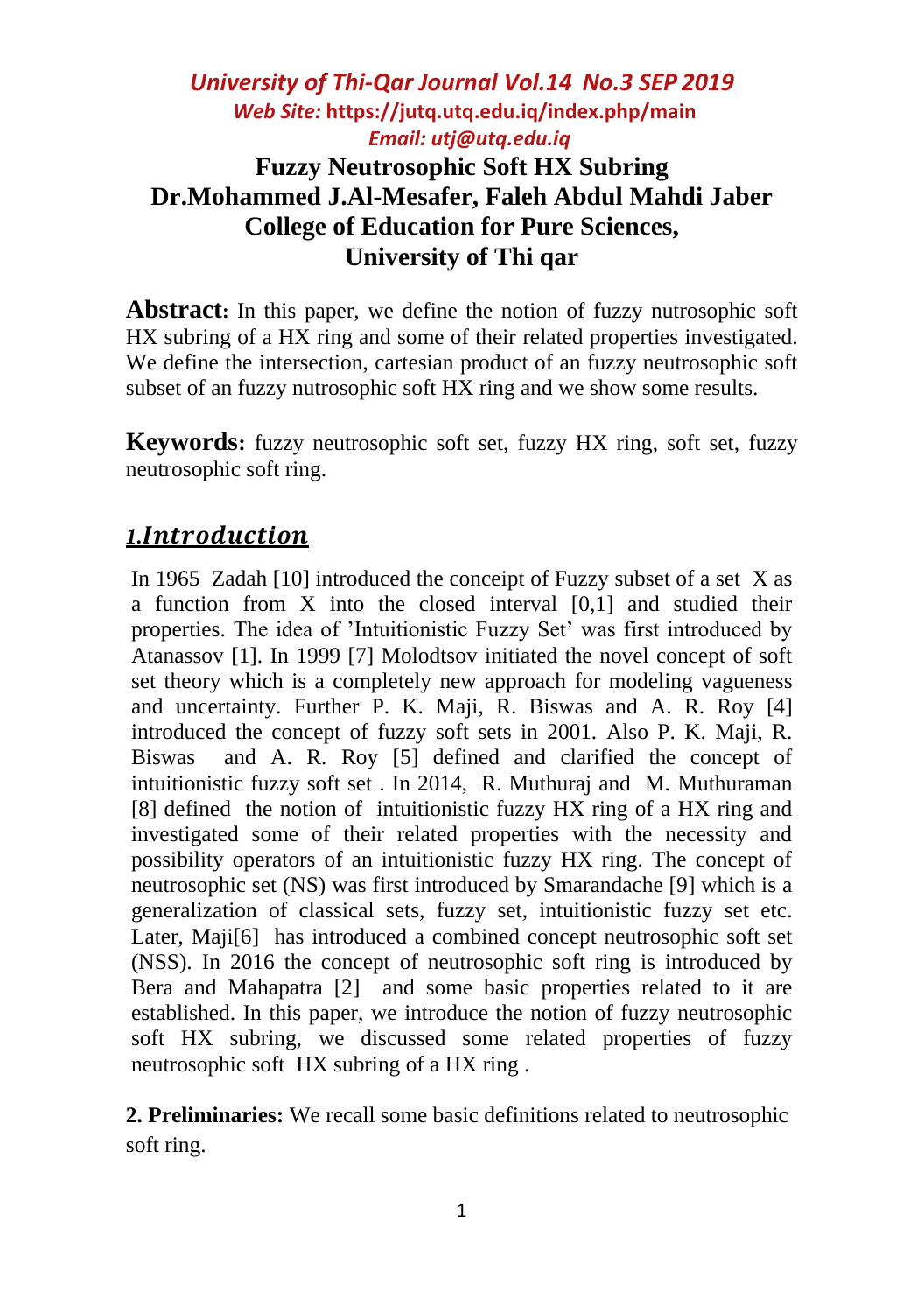# Fuzzy Neutrosophic Soft HX Subring

**Dr.Mohammed J.Al-Mesafer, Faleh Abdul Mahdi Jaber**

**College of Education for Pure Sciences,**

**University of Thi qar**

**Abstract:** In this paper, we define the notion of fuzzy nutrosophic soft HX subring of a HX ring and some of their related properties investigated. We define the intersection, cartesian product of an fuzzy neutrosophic soft subset of an fuzzy nutrosophic soft HX ring and we show some results.

**Keywords:** fuzzy neutrosophic soft set, fuzzy HX ring, soft set, fuzzy neutrosophic soft ring.

## *1.Introduction*

In 1965 Zadah [10] introduced the conceipt of Fuzzy subset of a set X as a function from X into the closed interval [0,1] and studied their properties. The idea of 'Intuitionistic Fuzzy Set' was first introduced by Atanassov [1]. In 1999 [7] Molodtsov initiated the novel concept of soft set theory which is a completely new approach for modeling vagueness and uncertainty. Further P. K. Maji, R. Biswas and A. R. Roy [4] introduced the concept of fuzzy soft sets in 2001. Also P. K. Maji, R. Biswas and A. R. Roy [5] defined and clarified the concept of intuitionistic fuzzy soft set . In 2014, R. Muthuraj and M. Muthuraman [8] defined the notion of intuitionistic fuzzy HX ring of a HX ring and investigated some of their related properties with the necessity and possibility operators of an intuitionistic fuzzy HX ring. The concept of neutrosophic set (NS) was first introduced by Smarandache [9] which is a generalization of classical sets, fuzzy set, intuitionistic fuzzy set etc. Later, Maji[6] has introduced a combined concept neutrosophic soft set (NSS). In 2016 the concept of neutrosophic soft ring is introduced by Bera and Mahapatra [2] and some basic properties related to it are established. In this paper, we introduce the notion of fuzzy neutrosophic soft HX subring, we discussed some related properties of fuzzy neutrosophic soft HX subring of a HX ring .

**2. Preliminaries:** We recall some basic definitions related to neutrosophic soft ring.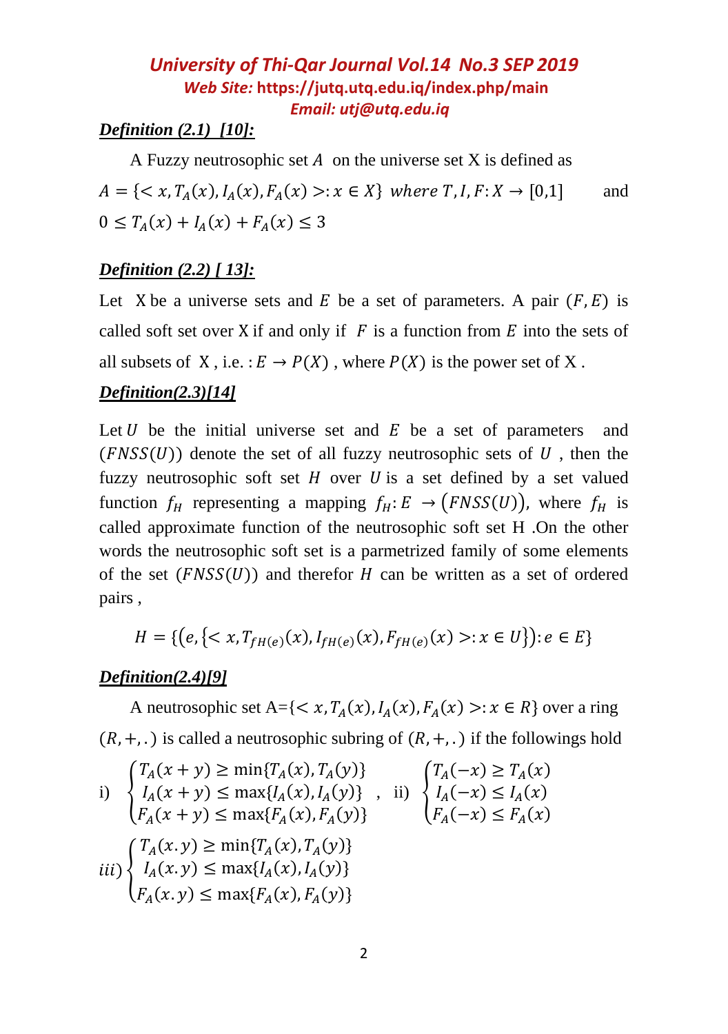***Definition (2.1) [10]:***

A Fuzzy neutrosophic set $A$ on the universe set X is defined as $A = \{< x, T_A(x), I_A(x), F_A(x) >: x \in X\}$ *where* $T, I, F: X \to [0,1]$ and $0 \le T_A(x) + I_A(x) + F_A(x) \le 3$

***Definition (2.2) [ 13]:***

Let X be a universe sets and $E$ be a set of parameters. A pair $(F, E)$ is called soft set over X if and only if $F$ is a function from $E$ into the sets of all subsets of X , i.e. : $E \to P(X)$ , where $P(X)$ is the power set of X .

***Definition(2.3)[14]***

Let $U$ be the initial universe set and $E$ be a set of parameters and $(FNSS(U))$ denote the set of all fuzzy neutrosophic sets of $U$ , then the fuzzy neutrosophic soft set $H$ over $U$ is a set defined by a set valued function $f_H$ representing a mapping $f_H: E \to (FNSS(U))$, where $f_H$ is called approximate function of the neutrosophic soft set H .On the other words the neutrosophic soft set is a parmetrized family of some elements of the set $(FNSS(U))$ and therefor $H$ can be written as a set of ordered pairs ,

$$H = \{(e, \{< x, T_{fH(e)}(x), I_{fH(e)}(x), F_{fH(e)}(x) >: x \in U\}): e \in E\}$$

***Definition(2.4)[9]***

A neutrosophic set A=$\{< x, T_A(x), I_A(x), F_A(x) >: x \in R\}$ over a ring $(R, +, .)$ is called a neutrosophic subring of $(R, +, .)$ if the followings hold

i) $\begin{cases} T_A(x+y) \ge \min\{T_A(x), T_A(y)\} \\ I_A(x+y) \le \max\{I_A(x), I_A(y)\} \\ F_A(x+y) \le \max\{F_A(x), F_A(y)\} \end{cases}$ , ii) $\begin{cases} T_A(-x) \ge T_A(x) \\ I_A(-x) \le I_A(x) \\ F_A(-x) \le F_A(x) \end{cases}$

iii) $\begin{cases} T_A(x.y) \ge \min\{T_A(x), T_A(y)\} \\ I_A(x.y) \le \max\{I_A(x), I_A(y)\} \\ F_A(x.y) \le \max\{F_A(x), F_A(y)\} \end{cases}$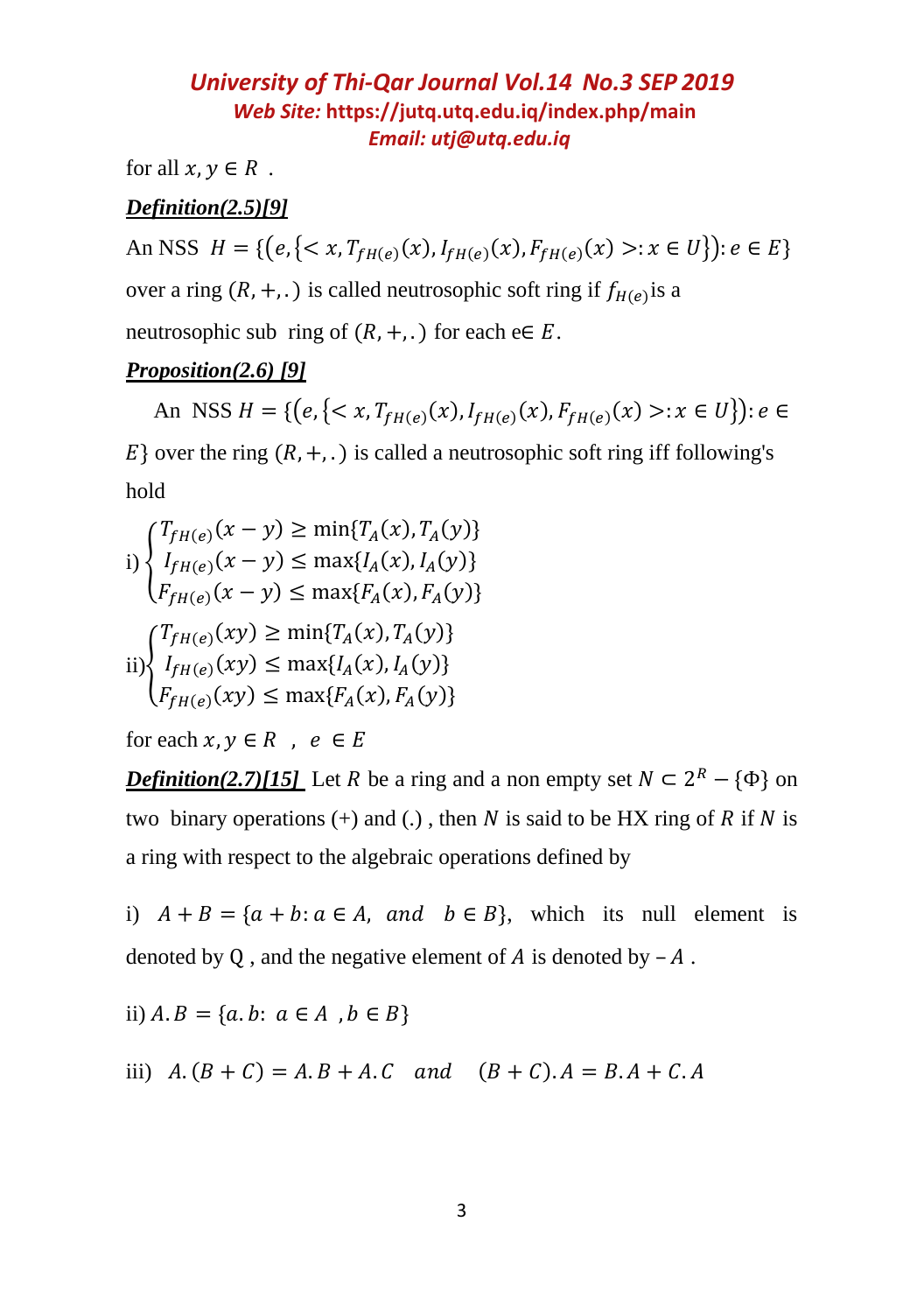for all $x, y \in R$ .

***Definition(2.5)[9]***

An NSS $H = \{(e, \{< x, T_{fH(e)}(x), I_{fH(e)}(x), F_{fH(e)}(x) >: x \in U\}): e \in E\}$ over a ring $(R, +, .)$ is called neutrosophic soft ring if $f_{H(e)}$ is a neutrosophic sub ring of $(R, +, .)$ for each e$\in E$.

***Proposition(2.6) [9]***

An NSS $H = \{(e, \{< x, T_{fH(e)}(x), I_{fH(e)}(x), F_{fH(e)}(x) >: x \in U\}): e \in E\}$ over the ring $(R, +, .)$ is called a neutrosophic soft ring iff following's hold

i) $\begin{cases} T_{fH(e)}(x - y) \geq \min\{T_A(x), T_A(y)\} \\ I_{fH(e)}(x - y) \leq \max\{I_A(x), I_A(y)\} \\ F_{fH(e)}(x - y) \leq \max\{F_A(x), F_A(y)\} \end{cases}$

ii) $\begin{cases} T_{fH(e)}(xy) \geq \min\{T_A(x), T_A(y)\} \\ I_{fH(e)}(xy) \leq \max\{I_A(x), I_A(y)\} \\ F_{fH(e)}(xy) \leq \max\{F_A(x), F_A(y)\} \end{cases}$

for each $x, y \in R$ , $e \in E$

***Definition(2.7)[15]*** Let $R$ be a ring and a non empty set $N \subset 2^R - \{\Phi\}$ on two binary operations (+) and (.) , then $N$ is said to be HX ring of $R$ if $N$ is a ring with respect to the algebraic operations defined by

i) $A + B = \{a + b : a \in A, \ and \ \ b \in B\}$, which its null element is denoted by Q , and the negative element of $A$ is denoted by $-A$ .

ii) $A.B = \{a.b : \ a \in A \ , b \in B\}$

iii) $A.(B + C) = A.B + A.C \quad and \quad (B + C).A = B.A + C.A$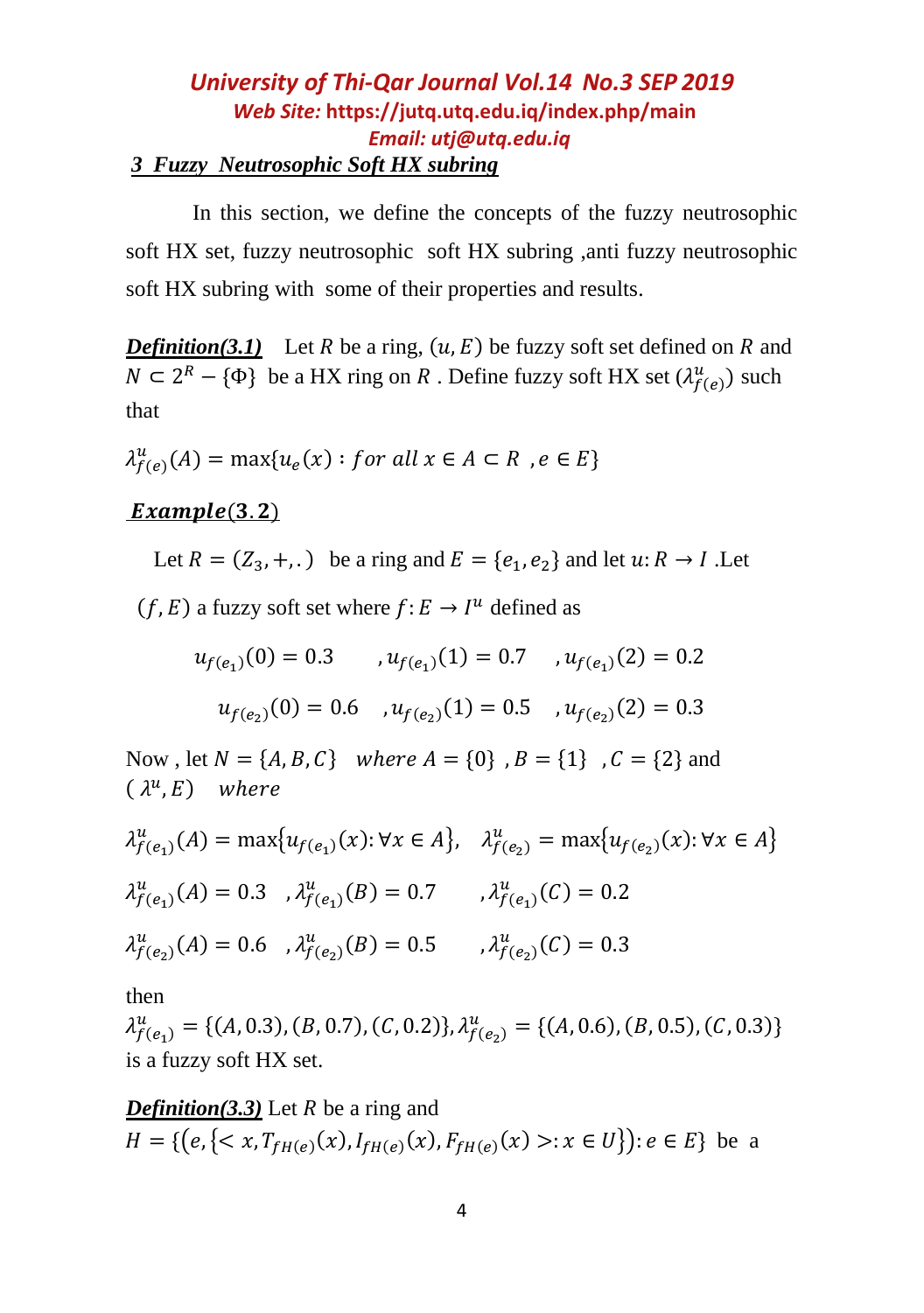## 3 Fuzzy Neutrosophic Soft HX subring

In this section, we define the concepts of the fuzzy neutrosophic soft HX set, fuzzy neutrosophic soft HX subring ,anti fuzzy neutrosophic soft HX subring with some of their properties and results.

***Definition(3.1)*** Let $R$ be a ring, $(u, E)$ be fuzzy soft set defined on $R$ and $N \subset 2^R - \{\Phi\}$ be a HX ring on $R$ . Define fuzzy soft HX set $(\lambda^u_{f(e)})$ such that

$$\lambda^u_{f(e)}(A) = \max\{u_e(x) : for\ all\ x \in A \subset R\ \ , e \in E\}$$

***Example*(3.2)**

Let $R = (Z_3, +, .)$ be a ring and $E = \{e_1, e_2\}$ and let $u: R \to I$ .Let $(f, E)$ a fuzzy soft set where $f: E \to I^u$ defined as

$$u_{f(e_1)}(0) = 0.3 \quad , u_{f(e_1)}(1) = 0.7 \quad , u_{f(e_1)}(2) = 0.2$$

$$u_{f(e_2)}(0) = 0.6 \quad , u_{f(e_2)}(1) = 0.5 \quad , u_{f(e_2)}(2) = 0.3$$

Now , let $N = \{A, B, C\}$ $where$ $A = \{0\}$ , $B = \{1\}$ , $C = \{2\}$ and $(\lambda^u, E)$ $where$

$$\lambda^u_{f(e_1)}(A) = \max\{u_{f(e_1)}(x): \forall x \in A\}, \quad \lambda^u_{f(e_2)} = \max\{u_{f(e_2)}(x): \forall x \in A\}$$

$$\lambda^u_{f(e_1)}(A) = 0.3 \quad , \lambda^u_{f(e_1)}(B) = 0.7 \quad , \lambda^u_{f(e_1)}(C) = 0.2$$

$$\lambda^u_{f(e_2)}(A) = 0.6 \quad , \lambda^u_{f(e_2)}(B) = 0.5 \quad , \lambda^u_{f(e_2)}(C) = 0.3$$

then

$\lambda^u_{f(e_1)} = \{(A, 0.3), (B, 0.7), (C, 0.2)\}, \lambda^u_{f(e_2)} = \{(A, 0.6), (B, 0.5), (C, 0.3)\}$ is a fuzzy soft HX set.

***Definition(3.3)*** Let $R$ be a ring and $H = \{(e, \{< x, T_{fH(e)}(x), I_{fH(e)}(x), F_{fH(e)}(x) >: x \in U\}): e \in E\}$ be a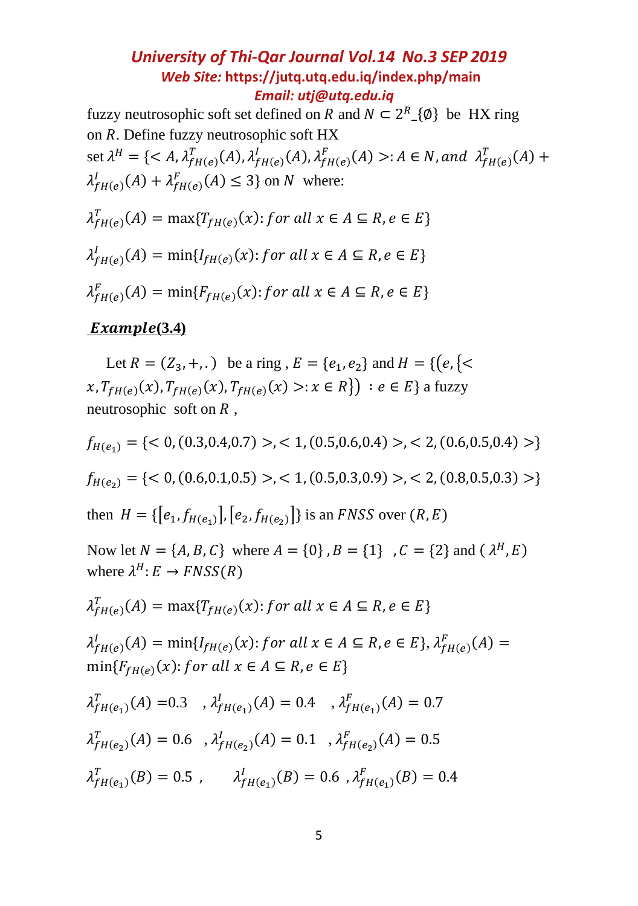fuzzy neutrosophic soft set defined on $R$ and $N \subset 2^R\_\{\emptyset\}$ be HX ring on $R$. Define fuzzy neutrosophic soft HX set $\lambda^H = \{< A, \lambda^T_{fH(e)}(A), \lambda^I_{fH(e)}(A), \lambda^F_{fH(e)}(A) >: A \in N, and\ \lambda^T_{fH(e)}(A) + \lambda^I_{fH(e)}(A) + \lambda^F_{fH(e)}(A) \leq 3\}$ on $N$ where:

$$\lambda^T_{fH(e)}(A) = \max\{T_{fH(e)}(x): for\ all\ x \in A \subseteq R, e \in E\}$$

$$\lambda^I_{fH(e)}(A) = \min\{I_{fH(e)}(x): for\ all\ x \in A \subseteq R, e \in E\}$$

$$\lambda^F_{fH(e)}(A) = \min\{F_{fH(e)}(x): for\ all\ x \in A \subseteq R, e \in E\}$$

***Example*(3.4)**

Let $R = (Z_3, +, .)$ be a ring , $E = \{e_1, e_2\}$ and $H = \{(e, \{< x, T_{fH(e)}(x), T_{fH(e)}(x), T_{fH(e)}(x) >: x \in R\})\ : e \in E\}$ a fuzzy neutrosophic soft on $R$ ,

$$f_{H(e_1)} = \{< 0, (0.3, 0.4, 0.7) >, < 1, (0.5, 0.6, 0.4) >, < 2, (0.6, 0.5, 0.4) >\}$$

$$f_{H(e_2)} = \{< 0, (0.6, 0.1, 0.5) >, < 1, (0.5, 0.3, 0.9) >, < 2, (0.8, 0.5, 0.3) >\}$$

then $H = \{[e_1, f_{H(e_1)}], [e_2, f_{H(e_2)}]\}$ is an $FNSS$ over $(R, E)$

Now let $N = \{A, B, C\}$ where $A = \{0\}$ , $B = \{1\}$ , $C = \{2\}$ and $(\lambda^H, E)$ where $\lambda^H: E \to FNSS(R)$

$$\lambda^T_{fH(e)}(A) = \max\{T_{fH(e)}(x): for\ all\ x \in A \subseteq R, e \in E\}$$

$$\lambda^I_{fH(e)}(A) = \min\{I_{fH(e)}(x): for\ all\ x \in A \subseteq R, e \in E\}, \lambda^F_{fH(e)}(A) = \min\{F_{fH(e)}(x): for\ all\ x \in A \subseteq R, e \in E\}$$

$\lambda^T_{fH(e_1)}(A) = 0.3$ , $\lambda^I_{fH(e_1)}(A) = 0.4$ , $\lambda^F_{fH(e_1)}(A) = 0.7$

$\lambda^T_{fH(e_2)}(A) = 0.6$ , $\lambda^I_{fH(e_2)}(A) = 0.1$ , $\lambda^F_{fH(e_2)}(A) = 0.5$

$\lambda^T_{fH(e_1)}(B) = 0.5$ , $\lambda^I_{fH(e_1)}(B) = 0.6$ , $\lambda^F_{fH(e_1)}(B) = 0.4$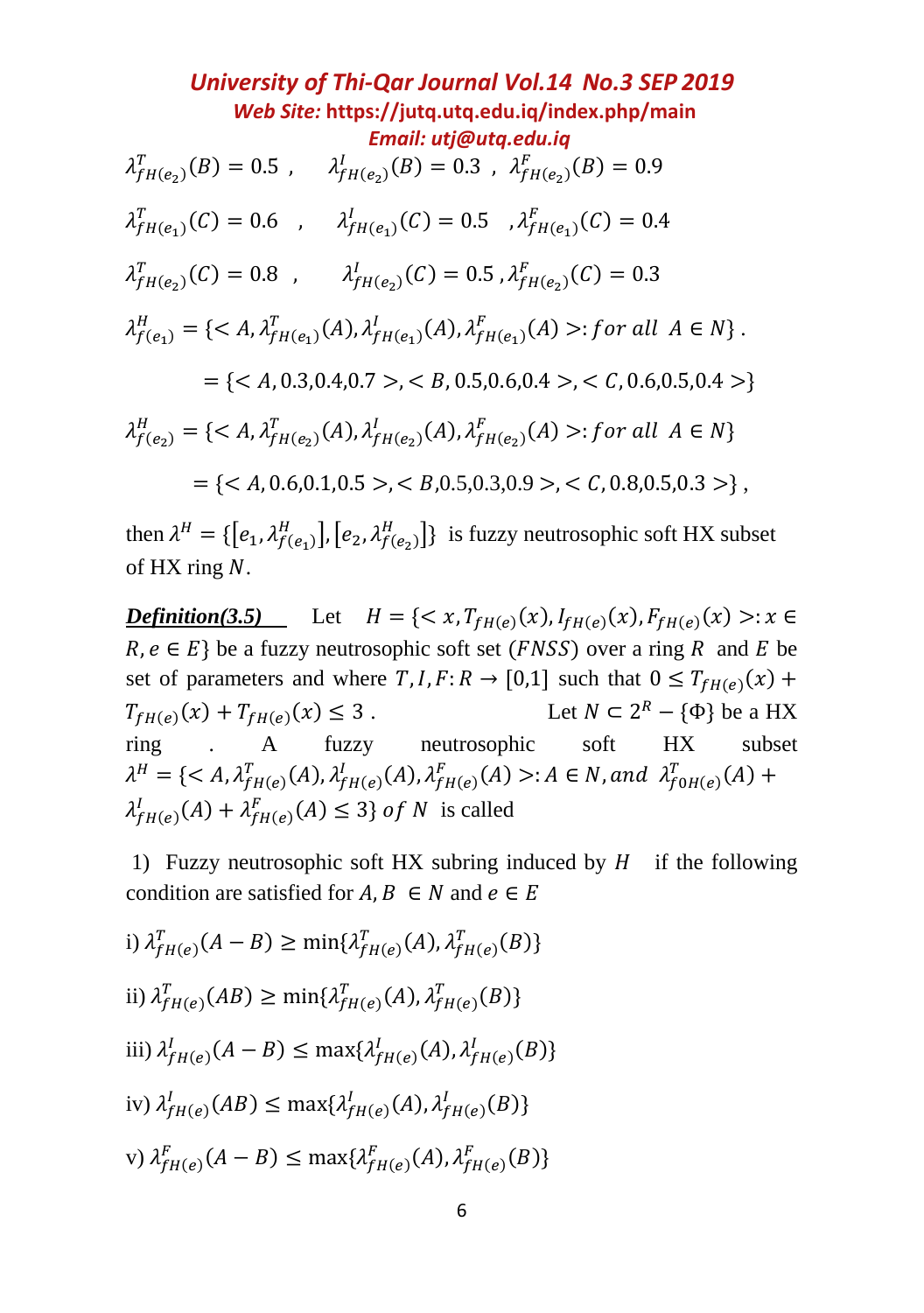$\lambda^T_{fH(e_2)}(B) = 0.5$ , $\lambda^I_{fH(e_2)}(B) = 0.3$ , $\lambda^F_{fH(e_2)}(B) = 0.9$

$\lambda^T_{fH(e_1)}(C) = 0.6$ , $\lambda^I_{fH(e_1)}(C) = 0.5$ , $\lambda^F_{fH(e_1)}(C) = 0.4$

$\lambda^T_{fH(e_2)}(C) = 0.8$ , $\lambda^I_{fH(e_2)}(C) = 0.5$ , $\lambda^F_{fH(e_2)}(C) = 0.3$

$$\lambda^H_{f(e_1)} = \{< A, \lambda^T_{fH(e_1)}(A), \lambda^I_{fH(e_1)}(A), \lambda^F_{fH(e_1)}(A) >: for\ all\ \ A \in N\}.$$

$$= \{< A, 0.3,0.4,0.7 >, < B, 0.5,0.6,0.4 >, < C, 0.6,0.5,0.4 >\}$$

$$\lambda^H_{f(e_2)} = \{< A, \lambda^T_{fH(e_2)}(A), \lambda^I_{fH(e_2)}(A), \lambda^F_{fH(e_2)}(A) >: for\ all\ \ A \in N\}$$

$$= \{< A, 0.6,0.1,0.5 >, < B,0.5,0.3,0.9 >, < C, 0.8,0.5,0.3 >\},$$

then $\lambda^H = \{[e_1, \lambda^H_{f(e_1)}], [e_2, \lambda^H_{f(e_2)}]\}$ is fuzzy neutrosophic soft HX subset of HX ring $N$.

***Definition(3.5)*** Let $H = \{< x, T_{fH(e)}(x), I_{fH(e)}(x), F_{fH(e)}(x) >: x \in R, e \in E\}$ be a fuzzy neutrosophic soft set ($FNSS$) over a ring $R$ and $E$ be set of parameters and where $T, I, F: R \to [0,1]$ such that $0 \le T_{fH(e)}(x) + T_{fH(e)}(x) + T_{fH(e)}(x) \le 3$ . Let $N \subset 2^R - \{\Phi\}$ be a HX ring . A fuzzy neutrosophic soft HX subset $\lambda^H = \{< A, \lambda^T_{fH(e)}(A), \lambda^I_{fH(e)}(A), \lambda^F_{fH(e)}(A) >: A \in N, and\ \ \lambda^T_{f0H(e)}(A) + \lambda^I_{fH(e)}(A) + \lambda^F_{fH(e)}(A) \le 3\}\ of\ N$ is called

1) Fuzzy neutrosophic soft HX subring induced by $H$ if the following condition are satisfied for $A, B \in N$ and $e \in E$

i) $\lambda^T_{fH(e)}(A - B) \ge \min\{\lambda^T_{fH(e)}(A), \lambda^T_{fH(e)}(B)\}$

ii) $\lambda^T_{fH(e)}(AB) \ge \min\{\lambda^T_{fH(e)}(A), \lambda^T_{fH(e)}(B)\}$

iii) $\lambda^I_{fH(e)}(A - B) \le \max\{\lambda^I_{fH(e)}(A), \lambda^I_{fH(e)}(B)\}$

iv) $\lambda^I_{fH(e)}(AB) \le \max\{\lambda^I_{fH(e)}(A), \lambda^I_{fH(e)}(B)\}$

v) $\lambda^F_{fH(e)}(A - B) \le \max\{\lambda^F_{fH(e)}(A), \lambda^F_{fH(e)}(B)\}$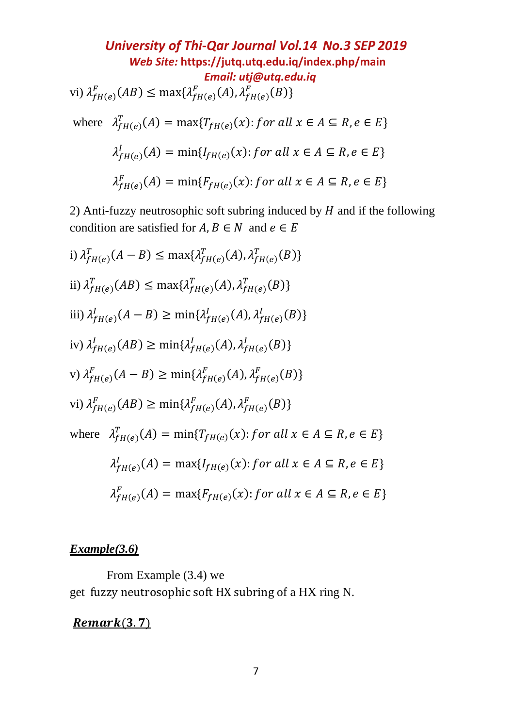vi) $\lambda^F_{fH(e)}(AB) \leq \max\{\lambda^F_{fH(e)}(A), \lambda^F_{fH(e)}(B)\}$

where $\lambda^T_{fH(e)}(A) = \max\{T_{fH(e)}(x): for\ all\ x \in A \subseteq R, e \in E\}$

$$\lambda^I_{fH(e)}(A) = \min\{I_{fH(e)}(x): for\ all\ x \in A \subseteq R, e \in E\}$$

$$\lambda^F_{fH(e)}(A) = \min\{F_{fH(e)}(x): for\ all\ x \in A \subseteq R, e \in E\}$$

2) Anti-fuzzy neutrosophic soft subring induced by $H$ and if the following condition are satisfied for $A, B \in N$ and $e \in E$

i) $\lambda^T_{fH(e)}(A - B) \leq \max\{\lambda^T_{fH(e)}(A), \lambda^T_{fH(e)}(B)\}$

ii) $\lambda^T_{fH(e)}(AB) \leq \max\{\lambda^T_{fH(e)}(A), \lambda^T_{fH(e)}(B)\}$

iii) $\lambda^I_{fH(e)}(A - B) \geq \min\{\lambda^I_{fH(e)}(A), \lambda^I_{fH(e)}(B)\}$

iv) $\lambda^I_{fH(e)}(AB) \geq \min\{\lambda^I_{fH(e)}(A), \lambda^I_{fH(e)}(B)\}$

v) $\lambda^F_{fH(e)}(A - B) \geq \min\{\lambda^F_{fH(e)}(A), \lambda^F_{fH(e)}(B)\}$

vi) $\lambda^F_{fH(e)}(AB) \geq \min\{\lambda^F_{fH(e)}(A), \lambda^F_{fH(e)}(B)\}$

where $\lambda^T_{fH(e)}(A) = \min\{T_{fH(e)}(x): for\ all\ x \in A \subseteq R, e \in E\}$

$$\lambda^I_{fH(e)}(A) = \max\{I_{fH(e)}(x): for\ all\ x \in A \subseteq R, e \in E\}$$

$$\lambda^F_{fH(e)}(A) = \max\{F_{fH(e)}(x): for\ all\ x \in A \subseteq R, e \in E\}$$

***Example(3.6)***

From Example (3.4) we get fuzzy neutrosophic soft HX subring of a HX ring N.

***Remark(3.7)***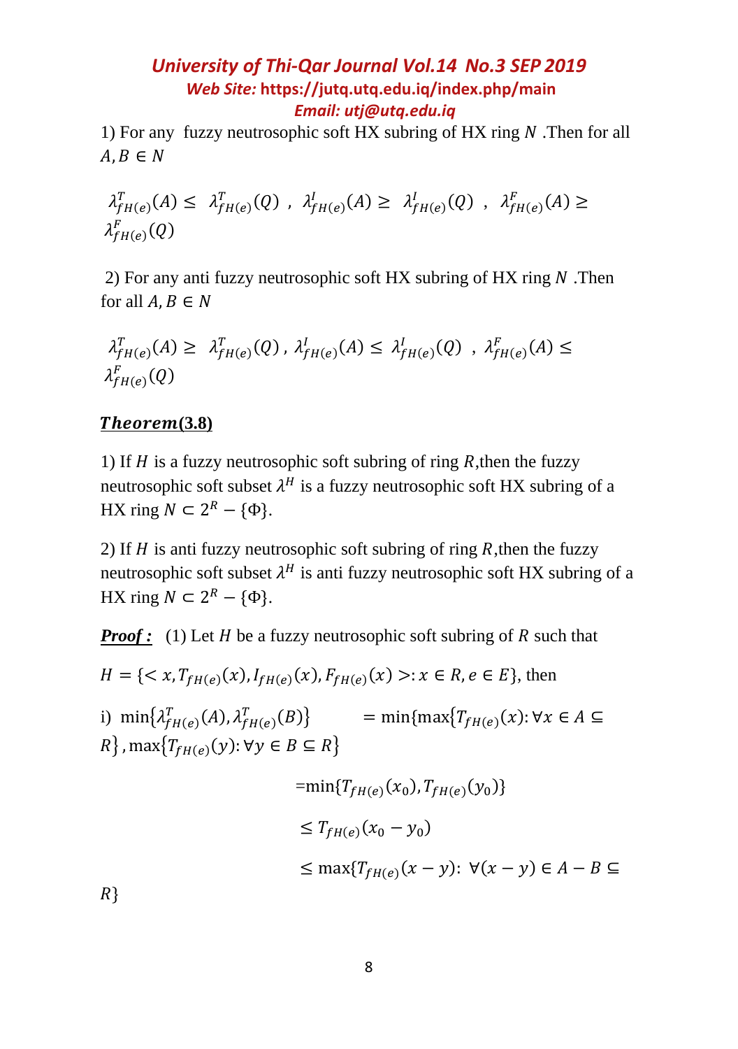1) For any fuzzy neutrosophic soft HX subring of HX ring $N$ .Then for all $A, B \in N$

$\lambda^{T}_{fH(e)}(A) \leq \lambda^{T}_{fH(e)}(Q)$ , $\lambda^{I}_{fH(e)}(A) \geq \lambda^{I}_{fH(e)}(Q)$ , $\lambda^{F}_{fH(e)}(A) \geq \lambda^{F}_{fH(e)}(Q)$

2) For any anti fuzzy neutrosophic soft HX subring of HX ring $N$ .Then for all $A, B \in N$

$\lambda^{T}_{fH(e)}(A) \geq \lambda^{T}_{fH(e)}(Q)$ , $\lambda^{I}_{fH(e)}(A) \leq \lambda^{I}_{fH(e)}(Q)$ , $\lambda^{F}_{fH(e)}(A) \leq \lambda^{F}_{fH(e)}(Q)$

***Theorem*(3.8)**

1) If $H$ is a fuzzy neutrosophic soft subring of ring $R$,then the fuzzy neutrosophic soft subset $\lambda^{H}$ is a fuzzy neutrosophic soft HX subring of a HX ring $N \subset 2^{R} - \{\Phi\}$.

2) If $H$ is anti fuzzy neutrosophic soft subring of ring $R$,then the fuzzy neutrosophic soft subset $\lambda^{H}$ is anti fuzzy neutrosophic soft HX subring of a HX ring $N \subset 2^{R} - \{\Phi\}$.

***Proof :*** (1) Let $H$ be a fuzzy neutrosophic soft subring of $R$ such that

$H = \{< x, T_{fH(e)}(x), I_{fH(e)}(x), F_{fH(e)}(x) >: x \in R, e \in E\}$, then

i) $\min\{\lambda^{T}_{fH(e)}(A), \lambda^{T}_{fH(e)}(B)\} = \min\{\max\{T_{fH(e)}(x): \forall x \in A \subseteq R\}, \max\{T_{fH(e)}(y): \forall y \in B \subseteq R\}$

$=\min\{T_{fH(e)}(x_0), T_{fH(e)}(y_0)\}$

$\leq T_{fH(e)}(x_0 - y_0)$

$\leq \max\{T_{fH(e)}(x - y): \forall (x - y) \in A - B \subseteq R\}$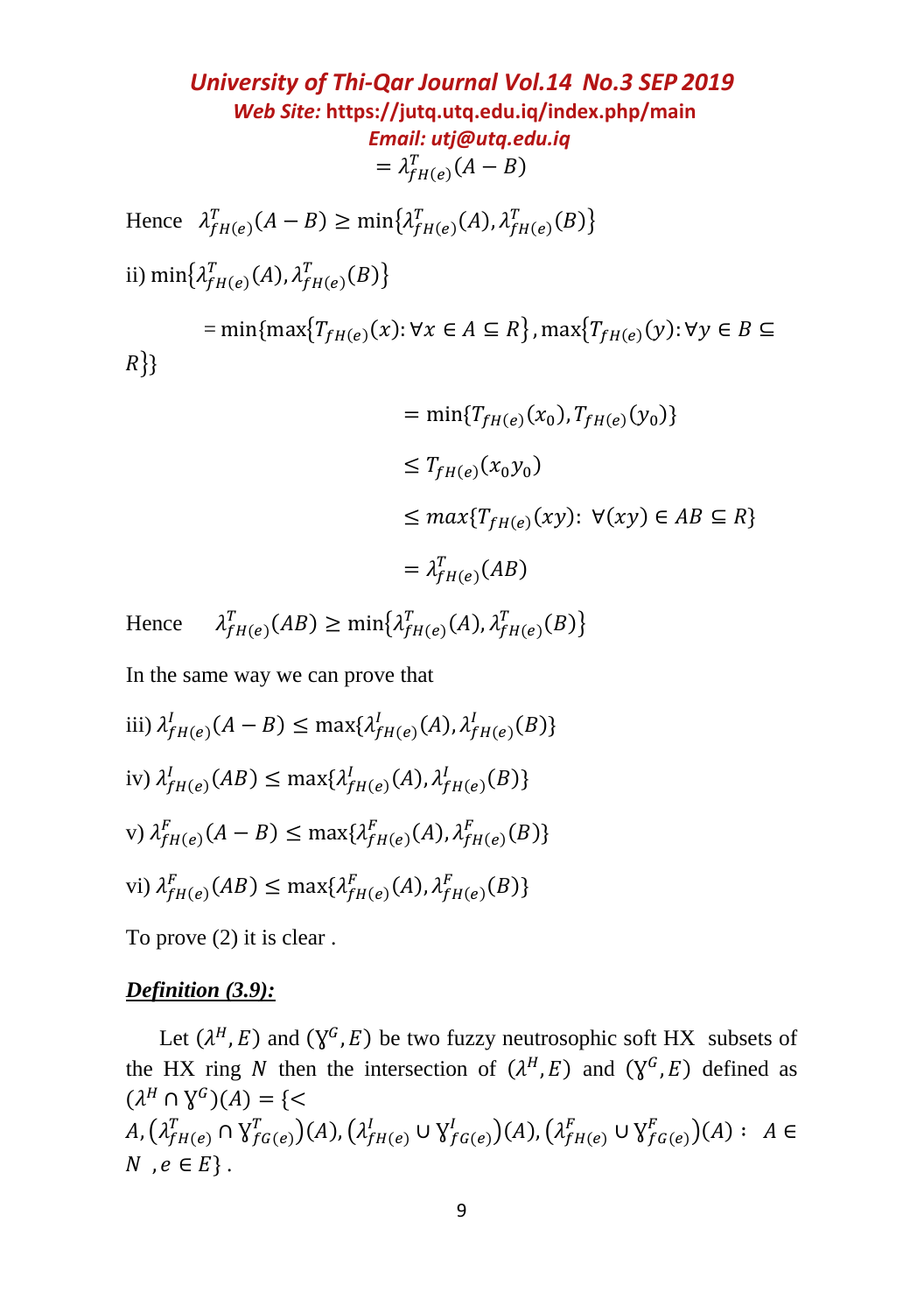$$= \lambda^T_{fH(e)}(A-B)$$

Hence $\lambda^T_{fH(e)}(A-B) \geq \min\{\lambda^T_{fH(e)}(A), \lambda^T_{fH(e)}(B)\}$

ii) $\min\{\lambda^T_{fH(e)}(A), \lambda^T_{fH(e)}(B)\}$

$$= \min\{\max\{T_{fH(e)}(x) : \forall x \in A \subseteq R\}, \max\{T_{fH(e)}(y) : \forall y \in B \subseteq R\}\}$$

$$= \min\{T_{fH(e)}(x_0), T_{fH(e)}(y_0)\}$$

$$\leq T_{fH(e)}(x_0 y_0)$$

$$\leq max\{T_{fH(e)}(xy) : \forall (xy) \in AB \subseteq R\}$$

$$= \lambda^T_{fH(e)}(AB)$$

Hence $\lambda^T_{fH(e)}(AB) \geq \min\{\lambda^T_{fH(e)}(A), \lambda^T_{fH(e)}(B)\}$

In the same way we can prove that

iii) $\lambda^I_{fH(e)}(A-B) \leq \max\{\lambda^I_{fH(e)}(A), \lambda^I_{fH(e)}(B)\}$

iv) $\lambda^I_{fH(e)}(AB) \leq \max\{\lambda^I_{fH(e)}(A), \lambda^I_{fH(e)}(B)\}$

v) $\lambda^F_{fH(e)}(A-B) \leq \max\{\lambda^F_{fH(e)}(A), \lambda^F_{fH(e)}(B)\}$

vi) $\lambda^F_{fH(e)}(AB) \leq \max\{\lambda^F_{fH(e)}(A), \lambda^F_{fH(e)}(B)\}$

To prove (2) it is clear .

***Definition (3.9):***

Let $(\lambda^H, E)$ and $(\Upsilon^G, E)$ be two fuzzy neutrosophic soft HX subsets of the HX ring $N$ then the intersection of $(\lambda^H, E)$ and $(\Upsilon^G, E)$ defined as $(\lambda^H \cap \Upsilon^G)(A) = \{< A, (\lambda^T_{fH(e)} \cap \Upsilon^T_{fG(e)})(A), (\lambda^I_{fH(e)} \cup \Upsilon^I_{fG(e)})(A), (\lambda^F_{fH(e)} \cup \Upsilon^F_{fG(e)})(A) : A \in N, e \in E\}$ .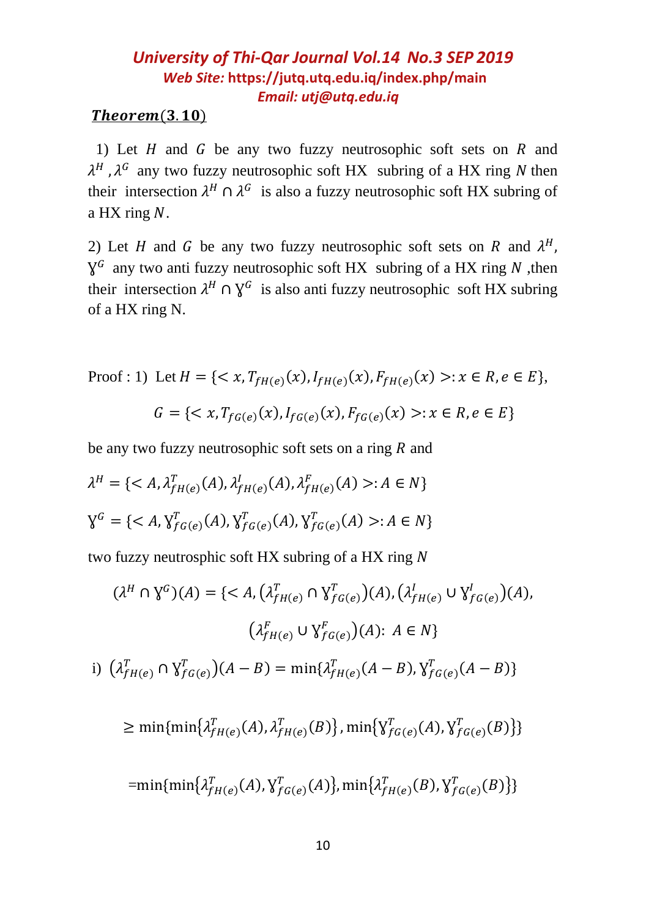***Theorem*(3.10)**

1) Let $H$ and $G$ be any two fuzzy neutrosophic soft sets on $R$ and $\lambda^H$, $\lambda^G$ any two fuzzy neutrosophic soft HX subring of a HX ring $N$ then their intersection $\lambda^H \cap \lambda^G$ is also a fuzzy neutrosophic soft HX subring of a HX ring $N$.

2) Let $H$ and $G$ be any two fuzzy neutrosophic soft sets on $R$ and $\lambda^H$, $\text{ɣ}^G$ any two anti fuzzy neutrosophic soft HX subring of a HX ring $N$ ,then their intersection $\lambda^H \cap \text{ɣ}^G$ is also anti fuzzy neutrosophic soft HX subring of a HX ring N.

Proof : 1) Let $H = \{< x, T_{fH(e)}(x), I_{fH(e)}(x), F_{fH(e)}(x) >: x \in R, e \in E\}$,

$$G = \{< x, T_{fG(e)}(x), I_{fG(e)}(x), F_{fG(e)}(x) >: x \in R, e \in E\}$$

be any two fuzzy neutrosophic soft sets on a ring $R$ and

$$\lambda^H = \{< A, \lambda^T_{fH(e)}(A), \lambda^I_{fH(e)}(A), \lambda^F_{fH(e)}(A) >: A \in N\}$$

$$\text{ɣ}^G = \{< A, \text{ɣ}^T_{fG(e)}(A), \text{ɣ}^T_{fG(e)}(A), \text{ɣ}^T_{fG(e)}(A) >: A \in N\}$$

two fuzzy neutrosphic soft HX subring of a HX ring $N$

$$(\lambda^H \cap \text{ɣ}^G)(A) = \{< A, \left(\lambda^T_{fH(e)} \cap \text{ɣ}^T_{fG(e)}\right)(A), \left(\lambda^I_{fH(e)} \cup \text{ɣ}^I_{fG(e)}\right)(A),$$

$$\left(\lambda^F_{fH(e)} \cup \text{ɣ}^F_{fG(e)}\right)(A):\ A \in N\}$$

i) $\left(\lambda^T_{fH(e)} \cap \text{ɣ}^T_{fG(e)}\right)(A - B) = \min\{\lambda^T_{fH(e)}(A - B), \text{ɣ}^T_{fG(e)}(A - B)\}$

$$\geq \min\{\min\{\lambda^T_{fH(e)}(A), \lambda^T_{fH(e)}(B)\}, \min\{\text{ɣ}^T_{fG(e)}(A), \text{ɣ}^T_{fG(e)}(B)\}\}$$

$$= \min\{\min\{\lambda^T_{fH(e)}(A), \text{ɣ}^T_{fG(e)}(A)\}, \min\{\lambda^T_{fH(e)}(B), \text{ɣ}^T_{fG(e)}(B)\}\}$$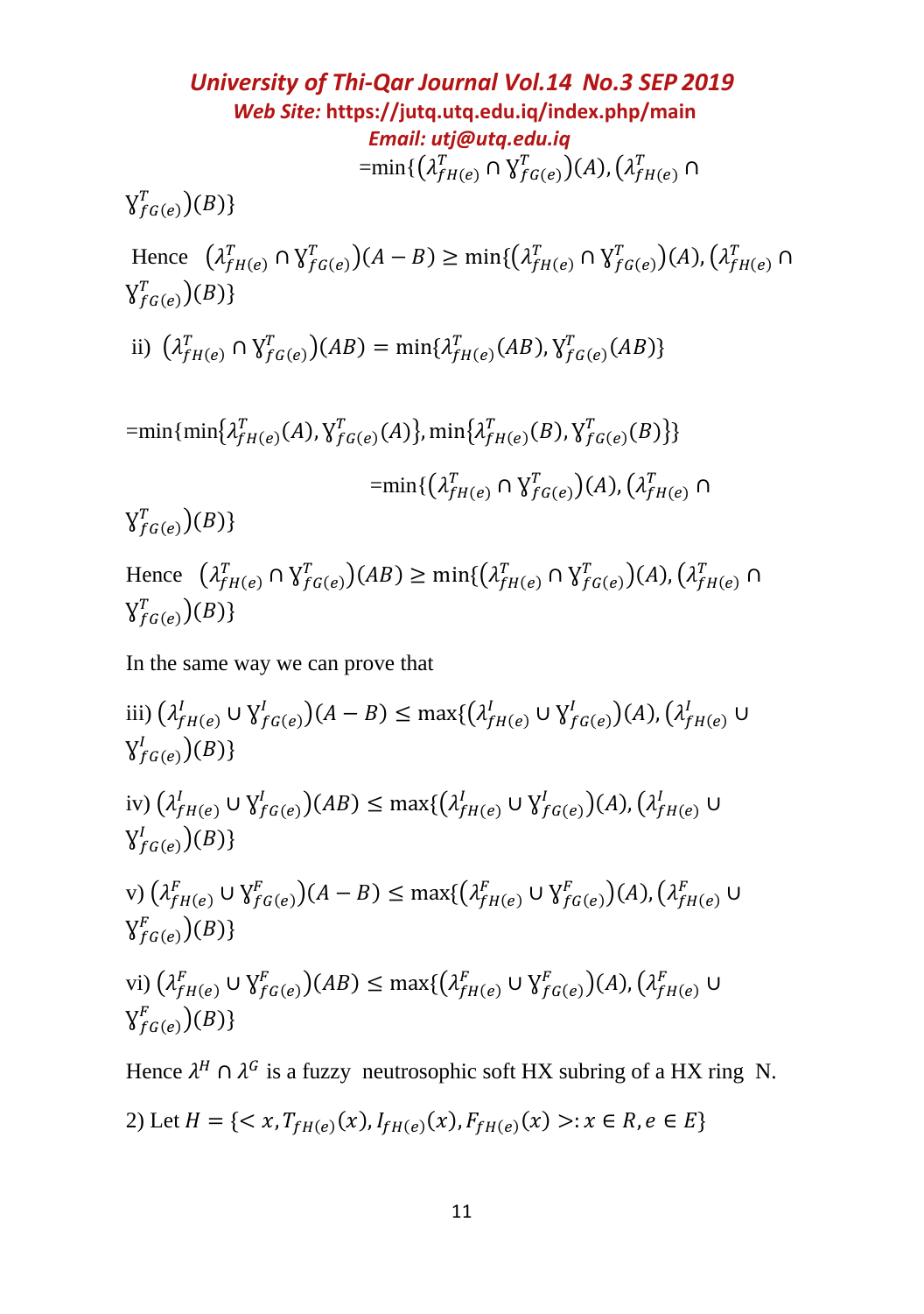$$=\min\{(\lambda^{T}_{fH(e)} \cap \text{Ɣ}^{T}_{fG(e)})(A), (\lambda^{T}_{fH(e)} \cap \text{Ɣ}^{T}_{fG(e)})(B)\}$$

Hence $(\lambda^{T}_{fH(e)} \cap \text{Ɣ}^{T}_{fG(e)})(A-B) \geq \min\{(\lambda^{T}_{fH(e)} \cap \text{Ɣ}^{T}_{fG(e)})(A), (\lambda^{T}_{fH(e)} \cap \text{Ɣ}^{T}_{fG(e)})(B)\}$

ii) $(\lambda^{T}_{fH(e)} \cap \text{Ɣ}^{T}_{fG(e)})(AB) = \min\{\lambda^{T}_{fH(e)}(AB), \text{Ɣ}^{T}_{fG(e)}(AB)\}$

$$=\min\{\min\{\lambda^{T}_{fH(e)}(A), \text{Ɣ}^{T}_{fG(e)}(A)\}, \min\{\lambda^{T}_{fH(e)}(B), \text{Ɣ}^{T}_{fG(e)}(B)\}\}$$

$$=\min\{(\lambda^{T}_{fH(e)} \cap \text{Ɣ}^{T}_{fG(e)})(A), (\lambda^{T}_{fH(e)} \cap \text{Ɣ}^{T}_{fG(e)})(B)\}$$

Hence $(\lambda^{T}_{fH(e)} \cap \text{Ɣ}^{T}_{fG(e)})(AB) \geq \min\{(\lambda^{T}_{fH(e)} \cap \text{Ɣ}^{T}_{fG(e)})(A), (\lambda^{T}_{fH(e)} \cap \text{Ɣ}^{T}_{fG(e)})(B)\}$

In the same way we can prove that

iii) $(\lambda^{I}_{fH(e)} \cup \text{Ɣ}^{I}_{fG(e)})(A-B) \leq \max\{(\lambda^{I}_{fH(e)} \cup \text{Ɣ}^{I}_{fG(e)})(A), (\lambda^{I}_{fH(e)} \cup \text{Ɣ}^{I}_{fG(e)})(B)\}$

iv) $(\lambda^{I}_{fH(e)} \cup \text{Ɣ}^{I}_{fG(e)})(AB) \leq \max\{(\lambda^{I}_{fH(e)} \cup \text{Ɣ}^{I}_{fG(e)})(A), (\lambda^{I}_{fH(e)} \cup \text{Ɣ}^{I}_{fG(e)})(B)\}$

v) $(\lambda^{F}_{fH(e)} \cup \text{Ɣ}^{F}_{fG(e)})(A-B) \leq \max\{(\lambda^{F}_{fH(e)} \cup \text{Ɣ}^{F}_{fG(e)})(A), (\lambda^{F}_{fH(e)} \cup \text{Ɣ}^{F}_{fG(e)})(B)\}$

vi) $(\lambda^{F}_{fH(e)} \cup \text{Ɣ}^{F}_{fG(e)})(AB) \leq \max\{(\lambda^{F}_{fH(e)} \cup \text{Ɣ}^{F}_{fG(e)})(A), (\lambda^{F}_{fH(e)} \cup \text{Ɣ}^{F}_{fG(e)})(B)\}$

Hence $\lambda^{H} \cap \lambda^{G}$ is a fuzzy neutrosophic soft HX subring of a HX ring N.

2) Let $H = \{< x, T_{fH(e)}(x), I_{fH(e)}(x), F_{fH(e)}(x) >: x \in R, e \in E\}$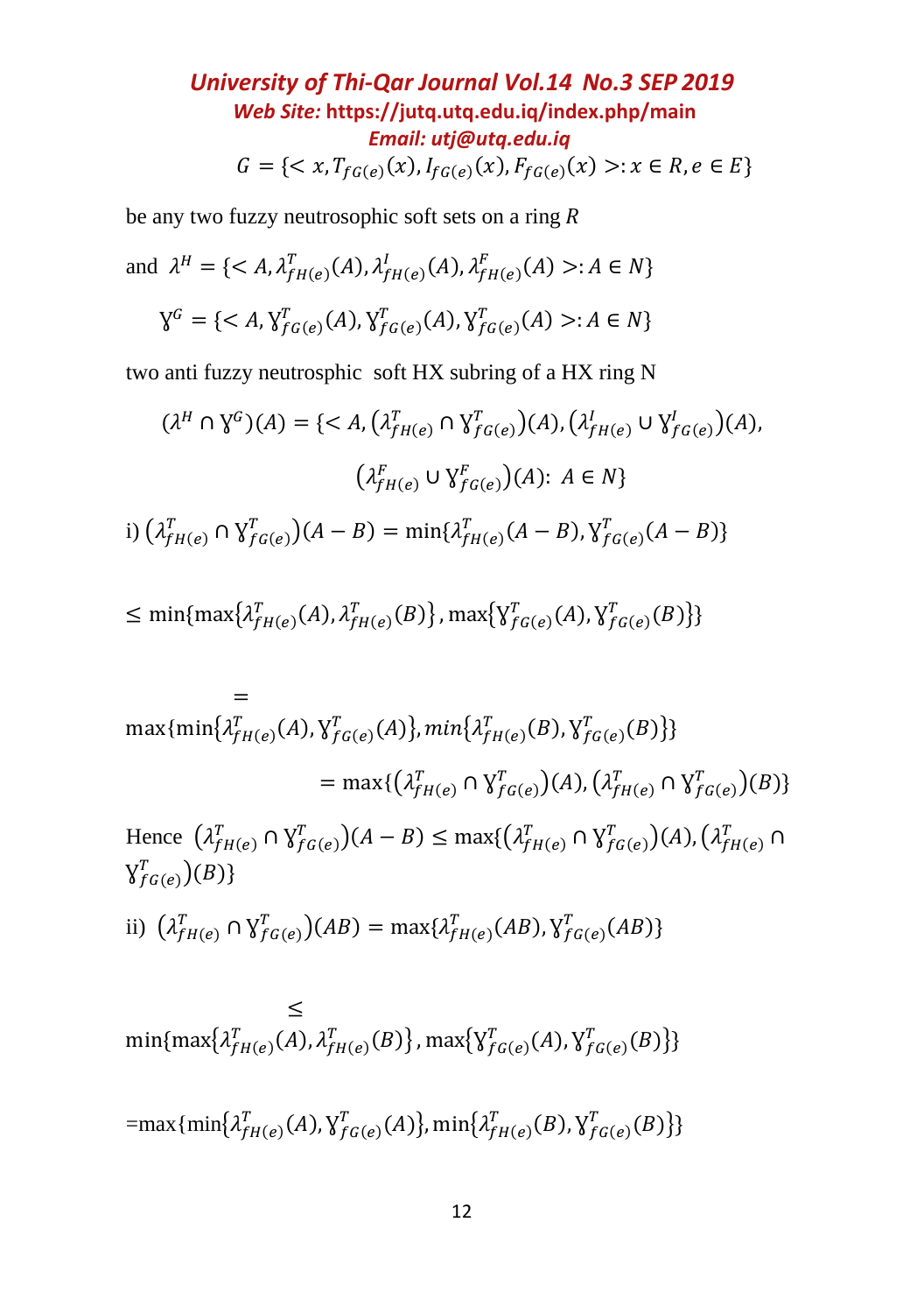$$G = \{< x, T_{fG(e)}(x), I_{fG(e)}(x), F_{fG(e)}(x) >: x \in R, e \in E\}$$

be any two fuzzy neutrosophic soft sets on a ring $R$

and $\lambda^H = \{< A, \lambda^T_{fH(e)}(A), \lambda^I_{fH(e)}(A), \lambda^F_{fH(e)}(A) >: A \in N\}$

$$\text{Ɣ}^G = \{< A, \text{Ɣ}^T_{fG(e)}(A), \text{Ɣ}^T_{fG(e)}(A), \text{Ɣ}^T_{fG(e)}(A) >: A \in N\}$$

two anti fuzzy neutrosphic soft HX subring of a HX ring N

$$(\lambda^H \cap \text{Ɣ}^G)(A) = \{< A, \left(\lambda^T_{fH(e)} \cap \text{Ɣ}^T_{fG(e)}\right)(A), \left(\lambda^I_{fH(e)} \cup \text{Ɣ}^I_{fG(e)}\right)(A),$$

$$\left(\lambda^F_{fH(e)} \cup \text{Ɣ}^F_{fG(e)}\right)(A): \ A \in N\}$$

i) $\left(\lambda^T_{fH(e)} \cap \text{Ɣ}^T_{fG(e)}\right)(A - B) = \min\{\lambda^T_{fH(e)}(A - B), \text{Ɣ}^T_{fG(e)}(A - B)\}$

$\leq \min\{\max\{\lambda^T_{fH(e)}(A), \lambda^T_{fH(e)}(B)\}, \max\{\text{Ɣ}^T_{fG(e)}(A), \text{Ɣ}^T_{fG(e)}(B)\}\}$

$=$ 
$\max\{\min\{\lambda^T_{fH(e)}(A), \text{Ɣ}^T_{fG(e)}(A)\}, \min\{\lambda^T_{fH(e)}(B), \text{Ɣ}^T_{fG(e)}(B)\}\}$

$$= \max\{\left(\lambda^T_{fH(e)} \cap \text{Ɣ}^T_{fG(e)}\right)(A), \left(\lambda^T_{fH(e)} \cap \text{Ɣ}^T_{fG(e)}\right)(B)\}$$

Hence $\left(\lambda^T_{fH(e)} \cap \text{Ɣ}^T_{fG(e)}\right)(A - B) \leq \max\{\left(\lambda^T_{fH(e)} \cap \text{Ɣ}^T_{fG(e)}\right)(A), \left(\lambda^T_{fH(e)} \cap \text{Ɣ}^T_{fG(e)}\right)(B)\}$

ii) $\left(\lambda^T_{fH(e)} \cap \text{Ɣ}^T_{fG(e)}\right)(AB) = \max\{\lambda^T_{fH(e)}(AB), \text{Ɣ}^T_{fG(e)}(AB)\}$

$\leq$ 
$\min\{\max\{\lambda^T_{fH(e)}(A), \lambda^T_{fH(e)}(B)\}, \max\{\text{Ɣ}^T_{fG(e)}(A), \text{Ɣ}^T_{fG(e)}(B)\}\}$

$=\max\{\min\{\lambda^T_{fH(e)}(A), \text{Ɣ}^T_{fG(e)}(A)\}, \min\{\lambda^T_{fH(e)}(B), \text{Ɣ}^T_{fG(e)}(B)\}\}$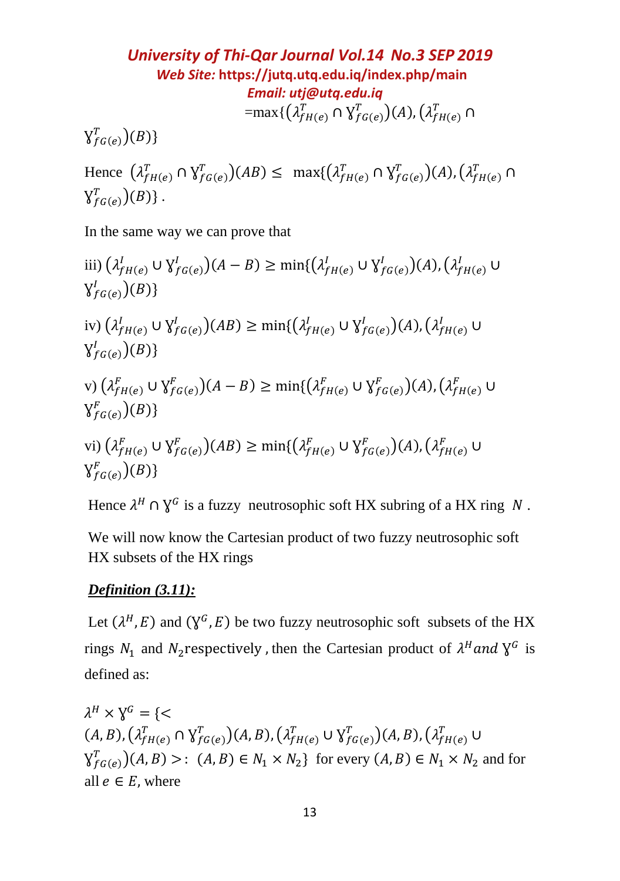$$=\max\{(\lambda^T_{fH(e)} \cap Ɣ^T_{fG(e)})(A), (\lambda^T_{fH(e)} \cap Ɣ^T_{fG(e)})(B)\}$$

Hence $(\lambda^T_{fH(e)} \cap Ɣ^T_{fG(e)})(AB) \leq \max\{(\lambda^T_{fH(e)} \cap Ɣ^T_{fG(e)})(A), (\lambda^T_{fH(e)} \cap Ɣ^T_{fG(e)})(B)\}$.

In the same way we can prove that

iii) $(\lambda^I_{fH(e)} \cup Ɣ^I_{fG(e)})(A - B) \geq \min\{(\lambda^I_{fH(e)} \cup Ɣ^I_{fG(e)})(A), (\lambda^I_{fH(e)} \cup Ɣ^I_{fG(e)})(B)\}$

iv) $(\lambda^I_{fH(e)} \cup Ɣ^I_{fG(e)})(AB) \geq \min\{(\lambda^I_{fH(e)} \cup Ɣ^I_{fG(e)})(A), (\lambda^I_{fH(e)} \cup Ɣ^I_{fG(e)})(B)\}$

v) $(\lambda^F_{fH(e)} \cup Ɣ^F_{fG(e)})(A - B) \geq \min\{(\lambda^F_{fH(e)} \cup Ɣ^F_{fG(e)})(A), (\lambda^F_{fH(e)} \cup Ɣ^F_{fG(e)})(B)\}$

vi) $(\lambda^F_{fH(e)} \cup Ɣ^F_{fG(e)})(AB) \geq \min\{(\lambda^F_{fH(e)} \cup Ɣ^F_{fG(e)})(A), (\lambda^F_{fH(e)} \cup Ɣ^F_{fG(e)})(B)\}$

Hence $\lambda^H \cap Ɣ^G$ is a fuzzy neutrosophic soft HX subring of a HX ring $N$.

We will now know the Cartesian product of two fuzzy neutrosophic soft HX subsets of the HX rings

***Definition (3.11):***

Let $(\lambda^H, E)$ and $(Ɣ^G, E)$ be two fuzzy neutrosophic soft subsets of the HX rings $N_1$ and $N_2$ respectively, then the Cartesian product of $\lambda^H$ *and* $Ɣ^G$ is defined as:

$\lambda^H \times Ɣ^G = \{< (A, B), (\lambda^T_{fH(e)} \cap Ɣ^T_{fG(e)})(A, B), (\lambda^T_{fH(e)} \cup Ɣ^T_{fG(e)})(A, B), (\lambda^T_{fH(e)} \cup Ɣ^T_{fG(e)})(A, B) >: (A, B) \in N_1 \times N_2\}$ for every $(A, B) \in N_1 \times N_2$ and for all $e \in E$, where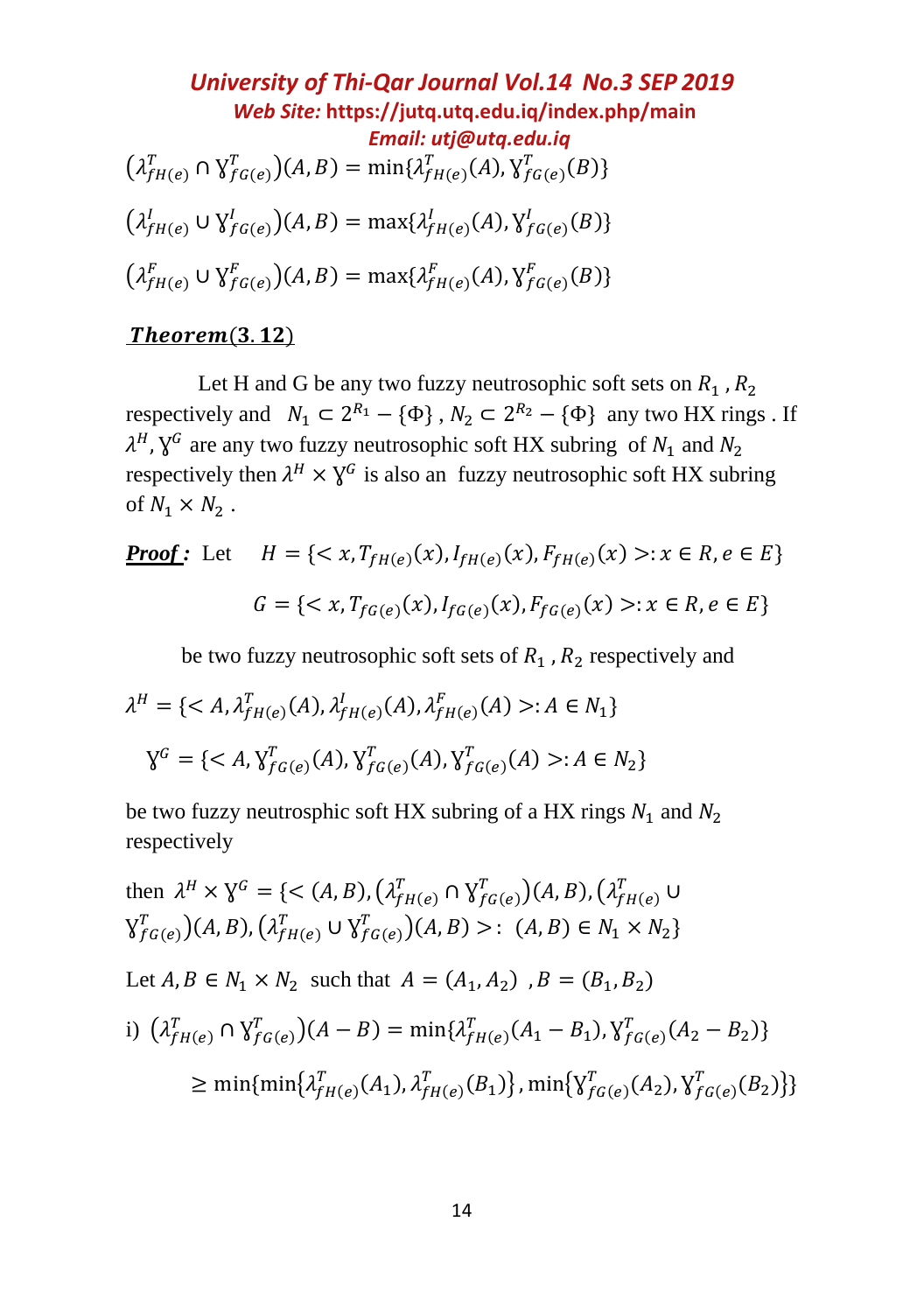$$\left(\lambda^T_{fH(e)} \cap \Upsilon^T_{fG(e)}\right)(A,B) = \min\{\lambda^T_{fH(e)}(A), \Upsilon^T_{fG(e)}(B)\}$$

$$\left(\lambda^I_{fH(e)} \cup \Upsilon^I_{fG(e)}\right)(A,B) = \max\{\lambda^I_{fH(e)}(A), \Upsilon^I_{fG(e)}(B)\}$$

$$\left(\lambda^F_{fH(e)} \cup \Upsilon^F_{fG(e)}\right)(A,B) = \max\{\lambda^F_{fH(e)}(A), \Upsilon^F_{fG(e)}(B)\}$$

### ***Theorem*(3.12)**

Let H and G be any two fuzzy neutrosophic soft sets on $R_1$ , $R_2$ respectively and $N_1 \subset 2^{R_1} - \{\Phi\}$ , $N_2 \subset 2^{R_2} - \{\Phi\}$ any two HX rings . If $\lambda^H, \Upsilon^G$ are any two fuzzy neutrosophic soft HX subring of $N_1$ and $N_2$ respectively then $\lambda^H \times \Upsilon^G$ is also an fuzzy neutrosophic soft HX subring of $N_1 \times N_2$ .

***Proof :*** Let $H = \{< x, T_{fH(e)}(x), I_{fH(e)}(x), F_{fH(e)}(x) >: x \in R, e \in E\}$

$$G = \{< x, T_{fG(e)}(x), I_{fG(e)}(x), F_{fG(e)}(x) >: x \in R, e \in E\}$$

be two fuzzy neutrosophic soft sets of $R_1$ , $R_2$ respectively and

$$\lambda^H = \{< A, \lambda^T_{fH(e)}(A), \lambda^I_{fH(e)}(A), \lambda^F_{fH(e)}(A) >: A \in N_1\}$$

$$\Upsilon^G = \{< A, \Upsilon^T_{fG(e)}(A), \Upsilon^T_{fG(e)}(A), \Upsilon^T_{fG(e)}(A) >: A \in N_2\}$$

be two fuzzy neutrosphic soft HX subring of a HX rings $N_1$ and $N_2$ respectively

then $\lambda^H \times \Upsilon^G = \{< (A,B), \left(\lambda^T_{fH(e)} \cap \Upsilon^T_{fG(e)}\right)(A,B), \left(\lambda^T_{fH(e)} \cup \Upsilon^T_{fG(e)}\right)(A,B), \left(\lambda^T_{fH(e)} \cup \Upsilon^T_{fG(e)}\right)(A,B) >: (A,B) \in N_1 \times N_2\}$

Let $A, B \in N_1 \times N_2$ such that $A = (A_1, A_2)$ , $B = (B_1, B_2)$

i) $\left(\lambda^T_{fH(e)} \cap \Upsilon^T_{fG(e)}\right)(A - B) = \min\{\lambda^T_{fH(e)}(A_1 - B_1), \Upsilon^T_{fG(e)}(A_2 - B_2)\}$

$$\geq \min\{\min\{\lambda^T_{fH(e)}(A_1), \lambda^T_{fH(e)}(B_1)\}, \min\{\Upsilon^T_{fG(e)}(A_2), \Upsilon^T_{fG(e)}(B_2)\}\}$$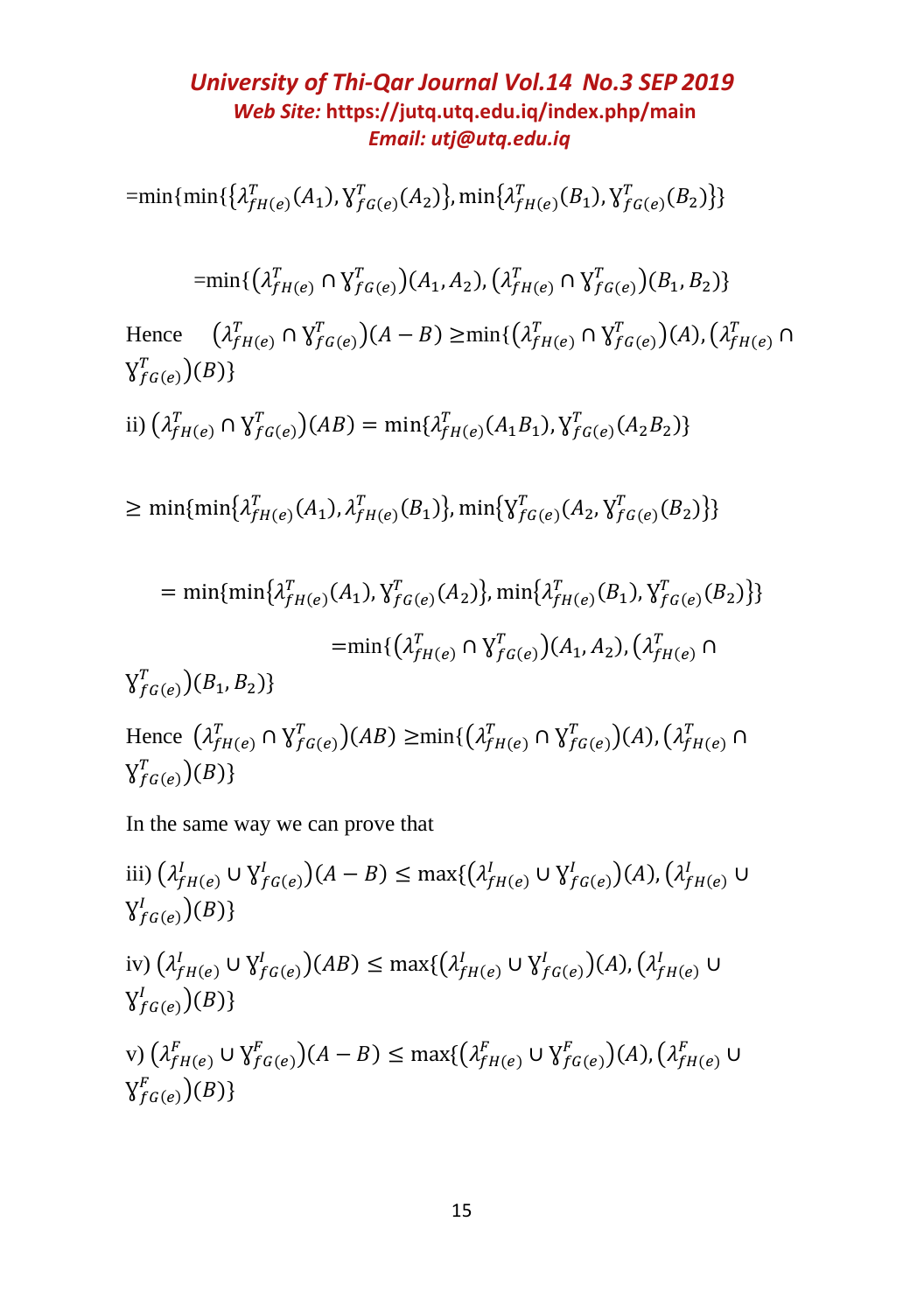$=\min\{\min\{\{\lambda^T_{fH(e)}(A_1), \text{Ɣ}^T_{fG(e)}(A_2)\}, \min\{\lambda^T_{fH(e)}(B_1), \text{Ɣ}^T_{fG(e)}(B_2)\}\}$

$$=\min\{(\lambda^T_{fH(e)} \cap \text{Ɣ}^T_{fG(e)})(A_1, A_2), (\lambda^T_{fH(e)} \cap \text{Ɣ}^T_{fG(e)})(B_1, B_2)\}$$

Hence $(\lambda^T_{fH(e)} \cap \text{Ɣ}^T_{fG(e)})(A - B) \geq \min\{(\lambda^T_{fH(e)} \cap \text{Ɣ}^T_{fG(e)})(A), (\lambda^T_{fH(e)} \cap \text{Ɣ}^T_{fG(e)})(B)\}$

ii) $(\lambda^T_{fH(e)} \cap \text{Ɣ}^T_{fG(e)})(AB) = \min\{\lambda^T_{fH(e)}(A_1 B_1), \text{Ɣ}^T_{fG(e)}(A_2 B_2)\}$

$\geq \min\{\min\{\lambda^T_{fH(e)}(A_1), \lambda^T_{fH(e)}(B_1)\}, \min\{\text{Ɣ}^T_{fG(e)}(A_2, \text{Ɣ}^T_{fG(e)}(B_2)\}\}$

$$= \min\{\min\{\lambda^T_{fH(e)}(A_1), \text{Ɣ}^T_{fG(e)}(A_2)\}, \min\{\lambda^T_{fH(e)}(B_1), \text{Ɣ}^T_{fG(e)}(B_2)\}\}$$

$$=\min\{(\lambda^T_{fH(e)} \cap \text{Ɣ}^T_{fG(e)})(A_1, A_2), (\lambda^T_{fH(e)} \cap \text{Ɣ}^T_{fG(e)})(B_1, B_2)\}$$

Hence $(\lambda^T_{fH(e)} \cap \text{Ɣ}^T_{fG(e)})(AB) \geq \min\{(\lambda^T_{fH(e)} \cap \text{Ɣ}^T_{fG(e)})(A), (\lambda^T_{fH(e)} \cap \text{Ɣ}^T_{fG(e)})(B)\}$

In the same way we can prove that

iii) $(\lambda^I_{fH(e)} \cup \text{Ɣ}^I_{fG(e)})(A - B) \leq \max\{(\lambda^I_{fH(e)} \cup \text{Ɣ}^I_{fG(e)})(A), (\lambda^I_{fH(e)} \cup \text{Ɣ}^I_{fG(e)})(B)\}$

iv) $(\lambda^I_{fH(e)} \cup \text{Ɣ}^I_{fG(e)})(AB) \leq \max\{(\lambda^I_{fH(e)} \cup \text{Ɣ}^I_{fG(e)})(A), (\lambda^I_{fH(e)} \cup \text{Ɣ}^I_{fG(e)})(B)\}$

v) $(\lambda^F_{fH(e)} \cup \text{Ɣ}^F_{fG(e)})(A - B) \leq \max\{(\lambda^F_{fH(e)} \cup \text{Ɣ}^F_{fG(e)})(A), (\lambda^F_{fH(e)} \cup \text{Ɣ}^F_{fG(e)})(B)\}$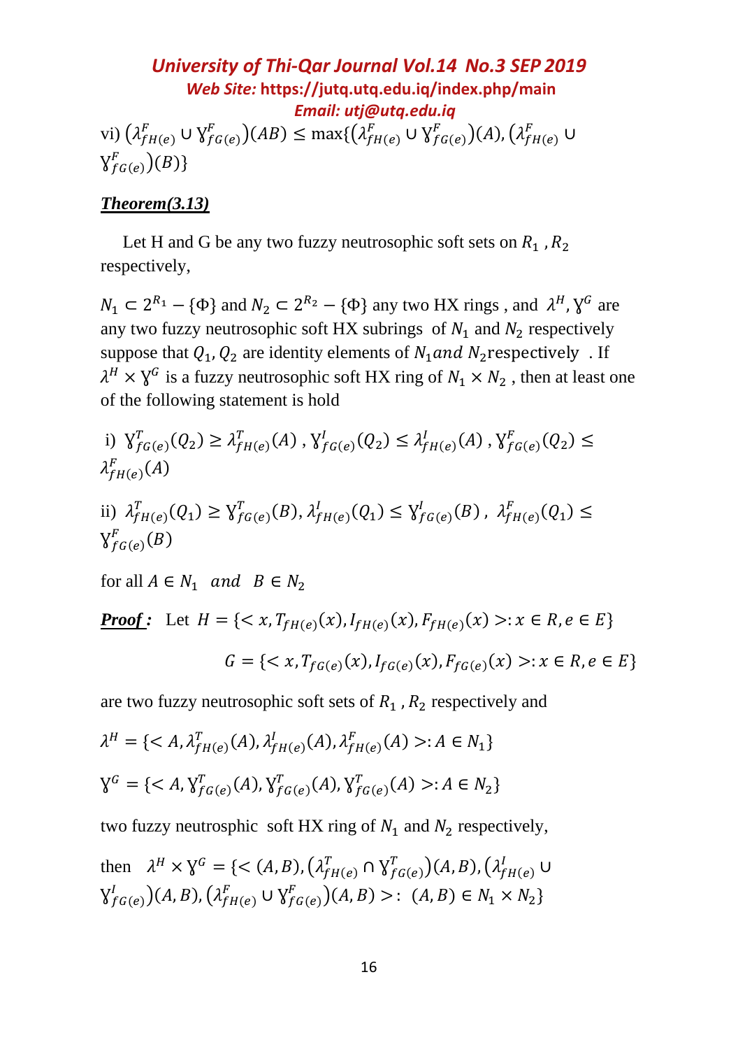vi) $\left(\lambda^F_{fH(e)} \cup \mathrm{Y}^F_{fG(e)}\right)(AB) \leq \max\{\left(\lambda^F_{fH(e)} \cup \mathrm{Y}^F_{fG(e)}\right)(A), \left(\lambda^F_{fH(e)} \cup \mathrm{Y}^F_{fG(e)}\right)(B)\}$

***Theorem(3.13)***

Let H and G be any two fuzzy neutrosophic soft sets on $R_1$ , $R_2$ respectively,

$N_1 \subset 2^{R_1} - \{\Phi\}$ and $N_2 \subset 2^{R_2} - \{\Phi\}$ any two HX rings , and $\lambda^H, \mathrm{Y}^G$ are any two fuzzy neutrosophic soft HX subrings of $N_1$ and $N_2$ respectively suppose that $Q_1, Q_2$ are identity elements of $N_1$ *and* $N_2$ respectively . If $\lambda^H \times \mathrm{Y}^G$ is a fuzzy neutrosophic soft HX ring of $N_1 \times N_2$ , then at least one of the following statement is hold

i) $\mathrm{Y}^T_{fG(e)}(Q_2) \geq \lambda^T_{fH(e)}(A)$ , $\mathrm{Y}^I_{fG(e)}(Q_2) \leq \lambda^I_{fH(e)}(A)$ , $\mathrm{Y}^F_{fG(e)}(Q_2) \leq \lambda^F_{fH(e)}(A)$

ii) $\lambda^T_{fH(e)}(Q_1) \geq \mathrm{Y}^T_{fG(e)}(B)$, $\lambda^I_{fH(e)}(Q_1) \leq \mathrm{Y}^I_{fG(e)}(B)$ , $\lambda^F_{fH(e)}(Q_1) \leq \mathrm{Y}^F_{fG(e)}(B)$

for all $A \in N_1$ *and* $B \in N_2$

***Proof :*** Let $H = \{< x, T_{fH(e)}(x), I_{fH(e)}(x), F_{fH(e)}(x) >: x \in R, e \in E\}$

$$G = \{< x, T_{fG(e)}(x), I_{fG(e)}(x), F_{fG(e)}(x) >: x \in R, e \in E\}$$

are two fuzzy neutrosophic soft sets of $R_1$ , $R_2$ respectively and

$$\lambda^H = \{< A, \lambda^T_{fH(e)}(A), \lambda^I_{fH(e)}(A), \lambda^F_{fH(e)}(A) >: A \in N_1\}$$

$$\mathrm{Y}^G = \{< A, \mathrm{Y}^T_{fG(e)}(A), \mathrm{Y}^T_{fG(e)}(A), \mathrm{Y}^T_{fG(e)}(A) >: A \in N_2\}$$

two fuzzy neutrosphic soft HX ring of $N_1$ and $N_2$ respectively,

then $\lambda^H \times \mathrm{Y}^G = \{< (A,B), \left(\lambda^T_{fH(e)} \cap \mathrm{Y}^T_{fG(e)}\right)(A,B), \left(\lambda^I_{fH(e)} \cup \mathrm{Y}^I_{fG(e)}\right)(A,B), \left(\lambda^F_{fH(e)} \cup \mathrm{Y}^F_{fG(e)}\right)(A,B) >: \ (A,B) \in N_1 \times N_2\}$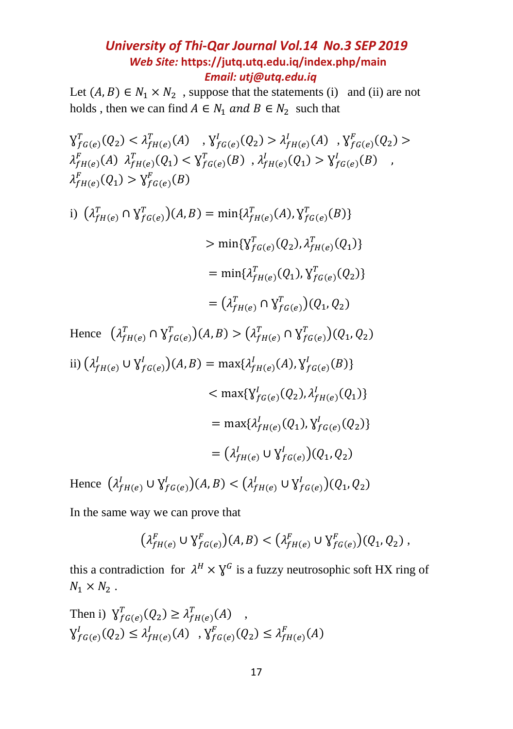Let $(A, B) \in N_1 \times N_2$ , suppose that the statements (i) and (ii) are not holds , then we can find $A \in N_1$ *and* $B \in N_2$ such that

$\text{Ɣ}^T_{fG(e)}(Q_2) < \lambda^T_{fH(e)}(A)$ , $\text{Ɣ}^I_{fG(e)}(Q_2) > \lambda^I_{fH(e)}(A)$ , $\text{Ɣ}^F_{fG(e)}(Q_2) > \lambda^F_{fH(e)}(A)$ $\lambda^T_{fH(e)}(Q_1) < \text{Ɣ}^T_{fG(e)}(B)$ , $\lambda^I_{fH(e)}(Q_1) > \text{Ɣ}^I_{fG(e)}(B)$ , $\lambda^F_{fH(e)}(Q_1) > \text{Ɣ}^F_{fG(e)}(B)$

i) 
$$\begin{aligned}
\left(\lambda^T_{fH(e)} \cap \text{Ɣ}^T_{fG(e)}\right)(A, B) &= \min\{\lambda^T_{fH(e)}(A), \text{Ɣ}^T_{fG(e)}(B)\} \\
&> \min\{\text{Ɣ}^T_{fG(e)}(Q_2), \lambda^T_{fH(e)}(Q_1)\} \\
&= \min\{\lambda^T_{fH(e)}(Q_1), \text{Ɣ}^T_{fG(e)}(Q_2)\} \\
&= \left(\lambda^T_{fH(e)} \cap \text{Ɣ}^T_{fG(e)}\right)(Q_1, Q_2)
\end{aligned}$$

Hence $\left(\lambda^T_{fH(e)} \cap \text{Ɣ}^T_{fG(e)}\right)(A, B) > \left(\lambda^T_{fH(e)} \cap \text{Ɣ}^T_{fG(e)}\right)(Q_1, Q_2)$

ii) 
$$\begin{aligned}
\left(\lambda^I_{fH(e)} \cup \text{Ɣ}^I_{fG(e)}\right)(A, B) &= \max\{\lambda^I_{fH(e)}(A), \text{Ɣ}^I_{fG(e)}(B)\} \\
&< \max\{\text{Ɣ}^I_{fG(e)}(Q_2), \lambda^I_{fH(e)}(Q_1)\} \\
&= \max\{\lambda^I_{fH(e)}(Q_1), \text{Ɣ}^I_{fG(e)}(Q_2)\} \\
&= \left(\lambda^I_{fH(e)} \cup \text{Ɣ}^I_{fG(e)}\right)(Q_1, Q_2)
\end{aligned}$$

Hence $\left(\lambda^I_{fH(e)} \cup \text{Ɣ}^I_{fG(e)}\right)(A, B) < \left(\lambda^I_{fH(e)} \cup \text{Ɣ}^I_{fG(e)}\right)(Q_1, Q_2)$

In the same way we can prove that

$$\left(\lambda^F_{fH(e)} \cup \text{Ɣ}^F_{fG(e)}\right)(A, B) < \left(\lambda^F_{fH(e)} \cup \text{Ɣ}^F_{fG(e)}\right)(Q_1, Q_2) ,$$

this a contradiction for $\lambda^H \times \text{Ɣ}^G$ is a fuzzy neutrosophic soft HX ring of $N_1 \times N_2$ .

Then i) $\text{Ɣ}^T_{fG(e)}(Q_2) \geq \lambda^T_{fH(e)}(A)$ , $\text{Ɣ}^I_{fG(e)}(Q_2) \leq \lambda^I_{fH(e)}(A)$ , $\text{Ɣ}^F_{fG(e)}(Q_2) \leq \lambda^F_{fH(e)}(A)$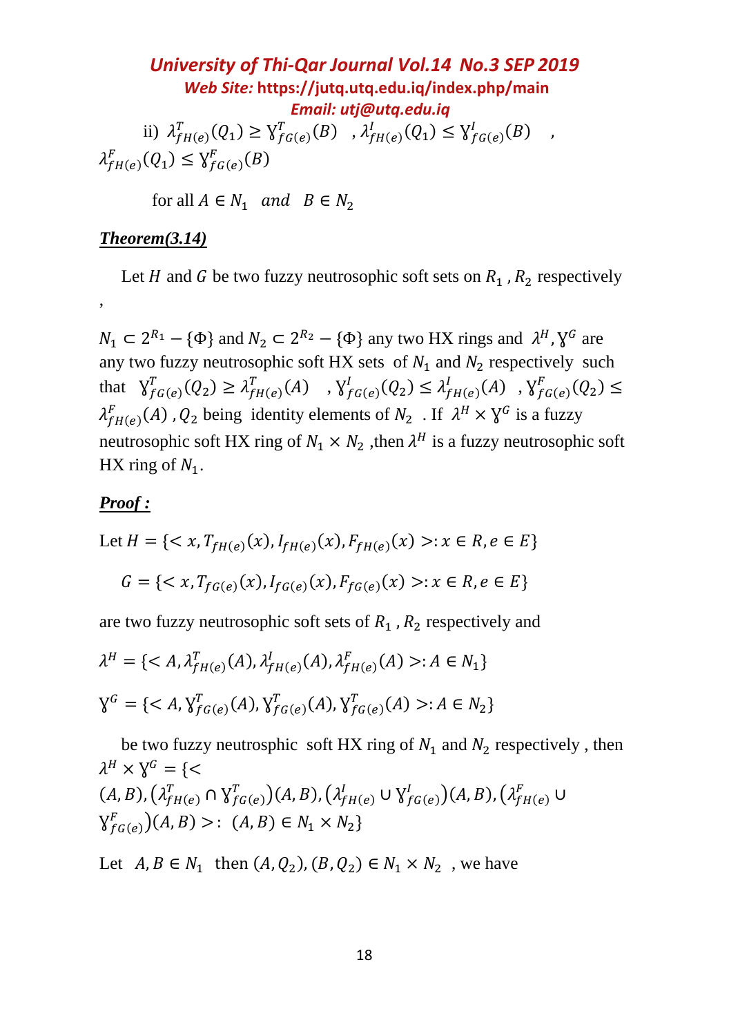ii) $\lambda^T_{fH(e)}(Q_1) \geq \gamma^T_{fG(e)}(B)$ , $\lambda^I_{fH(e)}(Q_1) \leq \gamma^I_{fG(e)}(B)$ , $\lambda^F_{fH(e)}(Q_1) \leq \gamma^F_{fG(e)}(B)$

for all $A \in N_1$ *and* $B \in N_2$

***Theorem(3.14)***

Let $H$ and $G$ be two fuzzy neutrosophic soft sets on $R_1$ , $R_2$ respectively ,

$N_1 \subset 2^{R_1} - \{\Phi\}$ and $N_2 \subset 2^{R_2} - \{\Phi\}$ any two HX rings and $\lambda^H, \gamma^G$ are any two fuzzy neutrosophic soft HX sets of $N_1$ and $N_2$ respectively such that $\gamma^T_{fG(e)}(Q_2) \geq \lambda^T_{fH(e)}(A)$ , $\gamma^I_{fG(e)}(Q_2) \leq \lambda^I_{fH(e)}(A)$ , $\gamma^F_{fG(e)}(Q_2) \leq \lambda^F_{fH(e)}(A)$ , $Q_2$ being identity elements of $N_2$ . If $\lambda^H \times \gamma^G$ is a fuzzy neutrosophic soft HX ring of $N_1 \times N_2$ ,then $\lambda^H$ is a fuzzy neutrosophic soft HX ring of $N_1$.

***Proof :***

Let $H = \{< x, T_{fH(e)}(x), I_{fH(e)}(x), F_{fH(e)}(x) >: x \in R, e \in E\}$

$G = \{< x, T_{fG(e)}(x), I_{fG(e)}(x), F_{fG(e)}(x) >: x \in R, e \in E\}$

are two fuzzy neutrosophic soft sets of $R_1$ , $R_2$ respectively and

$\lambda^H = \{< A, \lambda^T_{fH(e)}(A), \lambda^I_{fH(e)}(A), \lambda^F_{fH(e)}(A) >: A \in N_1\}$

$\gamma^G = \{< A, \gamma^T_{fG(e)}(A), \gamma^T_{fG(e)}(A), \gamma^T_{fG(e)}(A) >: A \in N_2\}$

be two fuzzy neutrosphic soft HX ring of $N_1$ and $N_2$ respectively , then $\lambda^H \times \gamma^G = \{< (A, B), (\lambda^T_{fH(e)} \cap \gamma^T_{fG(e)})(A, B), (\lambda^I_{fH(e)} \cup \gamma^I_{fG(e)})(A, B), (\lambda^F_{fH(e)} \cup \gamma^F_{fG(e)})(A, B) >: (A, B) \in N_1 \times N_2\}$

Let $A, B \in N_1$ then $(A, Q_2), (B, Q_2) \in N_1 \times N_2$ , we have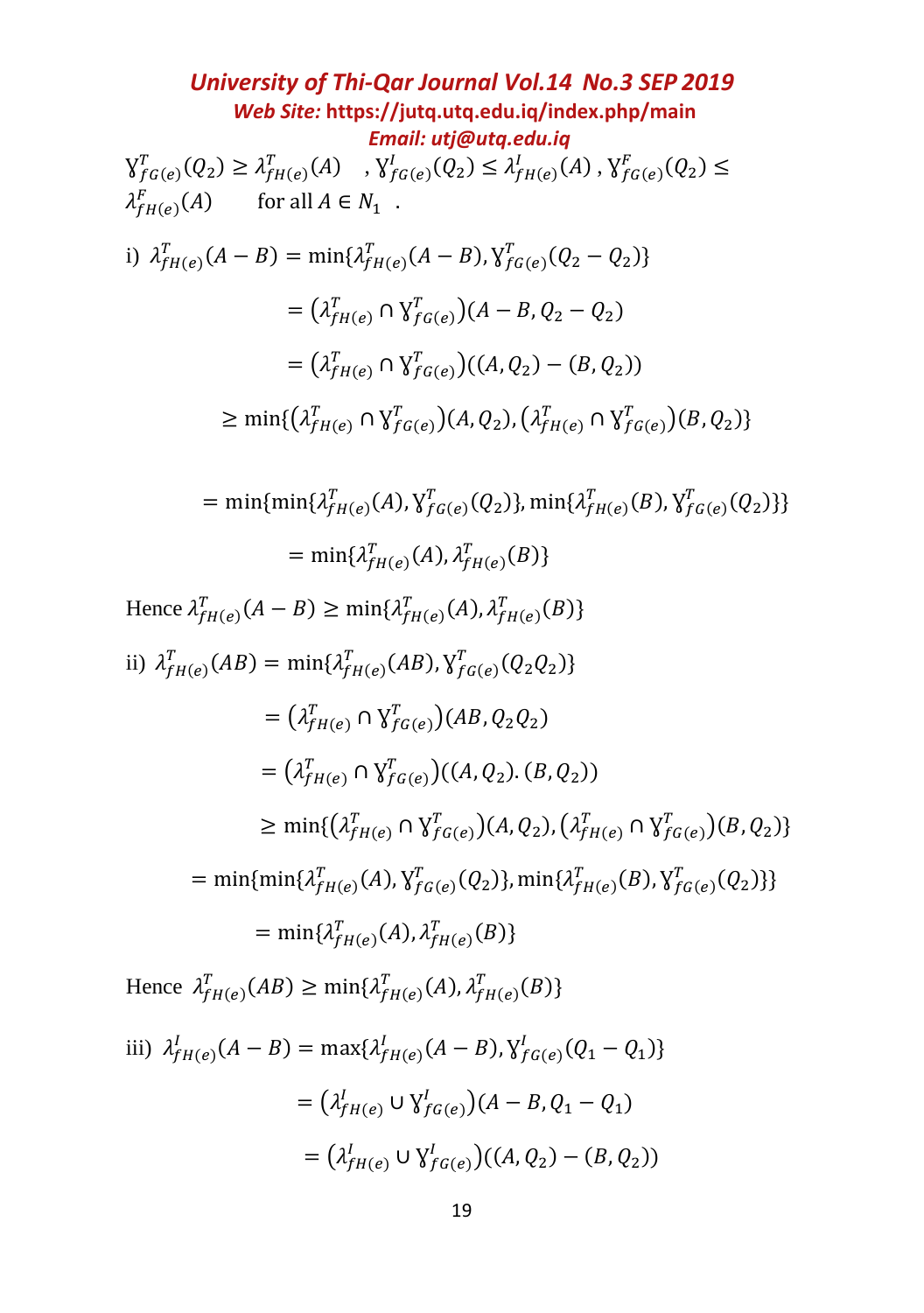$\Upsilon^{T}_{fG(e)}(Q_2) \geq \lambda^{T}_{fH(e)}(A)$ , $\Upsilon^{I}_{fG(e)}(Q_2) \leq \lambda^{I}_{fH(e)}(A)$ , $\Upsilon^{F}_{fG(e)}(Q_2) \leq \lambda^{F}_{fH(e)}(A)$ for all $A \in N_1$ .

i) $\lambda^{T}_{fH(e)}(A - B) = \min\{\lambda^{T}_{fH(e)}(A - B), \Upsilon^{T}_{fG(e)}(Q_2 - Q_2)\}$

$$= \left(\lambda^{T}_{fH(e)} \cap \Upsilon^{T}_{fG(e)}\right)(A - B, Q_2 - Q_2)$$

$$= \left(\lambda^{T}_{fH(e)} \cap \Upsilon^{T}_{fG(e)}\right)((A, Q_2) - (B, Q_2))$$

$$\geq \min\{\left(\lambda^{T}_{fH(e)} \cap \Upsilon^{T}_{fG(e)}\right)(A, Q_2), \left(\lambda^{T}_{fH(e)} \cap \Upsilon^{T}_{fG(e)}\right)(B, Q_2)\}$$

$$= \min\{\min\{\lambda^{T}_{fH(e)}(A), \Upsilon^{T}_{fG(e)}(Q_2)\}, \min\{\lambda^{T}_{fH(e)}(B), \Upsilon^{T}_{fG(e)}(Q_2)\}\}$$

$$= \min\{\lambda^{T}_{fH(e)}(A), \lambda^{T}_{fH(e)}(B)\}$$

Hence $\lambda^{T}_{fH(e)}(A - B) \geq \min\{\lambda^{T}_{fH(e)}(A), \lambda^{T}_{fH(e)}(B)\}$

ii) $\lambda^{T}_{fH(e)}(AB) = \min\{\lambda^{T}_{fH(e)}(AB), \Upsilon^{T}_{fG(e)}(Q_2 Q_2)\}$

$$= \left(\lambda^{T}_{fH(e)} \cap \Upsilon^{T}_{fG(e)}\right)(AB, Q_2 Q_2)$$

$$= \left(\lambda^{T}_{fH(e)} \cap \Upsilon^{T}_{fG(e)}\right)((A, Q_2).(B, Q_2))$$

$$\geq \min\{\left(\lambda^{T}_{fH(e)} \cap \Upsilon^{T}_{fG(e)}\right)(A, Q_2), \left(\lambda^{T}_{fH(e)} \cap \Upsilon^{T}_{fG(e)}\right)(B, Q_2)\}$$

$$= \min\{\min\{\lambda^{T}_{fH(e)}(A), \Upsilon^{T}_{fG(e)}(Q_2)\}, \min\{\lambda^{T}_{fH(e)}(B), \Upsilon^{T}_{fG(e)}(Q_2)\}\}$$

$$= \min\{\lambda^{T}_{fH(e)}(A), \lambda^{T}_{fH(e)}(B)\}$$

Hence $\lambda^{T}_{fH(e)}(AB) \geq \min\{\lambda^{T}_{fH(e)}(A), \lambda^{T}_{fH(e)}(B)\}$

iii) $\lambda^{I}_{fH(e)}(A - B) = \max\{\lambda^{I}_{fH(e)}(A - B), \Upsilon^{I}_{fG(e)}(Q_1 - Q_1)\}$

$$= \left(\lambda^{I}_{fH(e)} \cup \Upsilon^{I}_{fG(e)}\right)(A - B, Q_1 - Q_1)$$

$$= \left(\lambda^{I}_{fH(e)} \cup \Upsilon^{I}_{fG(e)}\right)((A, Q_2) - (B, Q_2))$$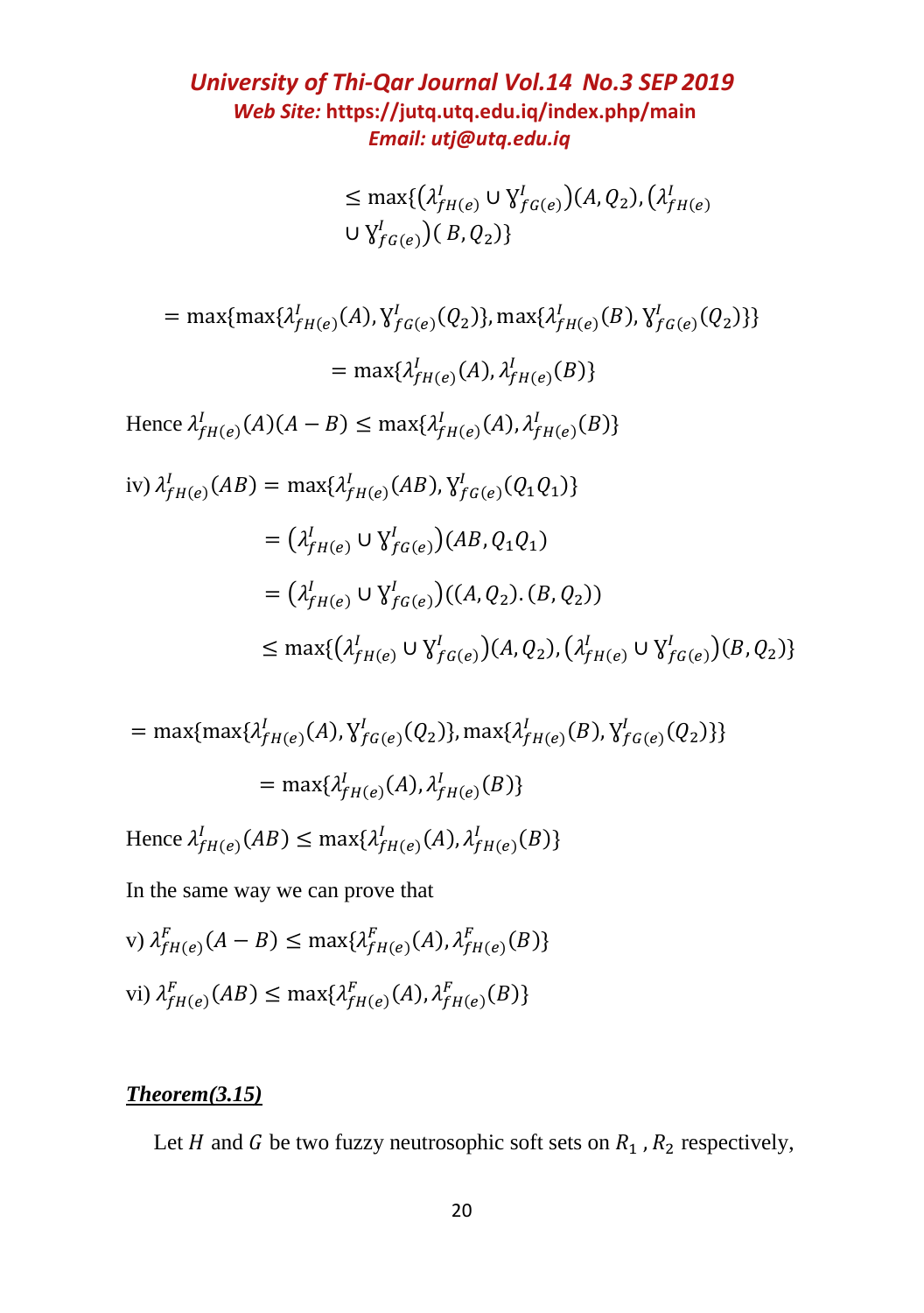$$\leq \max\{(\lambda^I_{fH(e)} \cup \Upsilon^I_{fG(e)})(A, Q_2), (\lambda^I_{fH(e)} \cup \Upsilon^I_{fG(e)})(B, Q_2)\}$$

$$= \max\{\max\{\lambda^I_{fH(e)}(A), \Upsilon^I_{fG(e)}(Q_2)\}, \max\{\lambda^I_{fH(e)}(B), \Upsilon^I_{fG(e)}(Q_2)\}\}$$

$$= \max\{\lambda^I_{fH(e)}(A), \lambda^I_{fH(e)}(B)\}$$

Hence $\lambda^I_{fH(e)}(A)(A - B) \leq \max\{\lambda^I_{fH(e)}(A), \lambda^I_{fH(e)}(B)\}$

iv) $\lambda^I_{fH(e)}(AB) = \max\{\lambda^I_{fH(e)}(AB), \Upsilon^I_{fG(e)}(Q_1Q_1)\}$

$$= (\lambda^I_{fH(e)} \cup \Upsilon^I_{fG(e)})(AB, Q_1Q_1)$$

$$= (\lambda^I_{fH(e)} \cup \Upsilon^I_{fG(e)})((A, Q_2).(B, Q_2))$$

$$\leq \max\{(\lambda^I_{fH(e)} \cup \Upsilon^I_{fG(e)})(A, Q_2), (\lambda^I_{fH(e)} \cup \Upsilon^I_{fG(e)})(B, Q_2)\}$$

$$= \max\{\max\{\lambda^I_{fH(e)}(A), \Upsilon^I_{fG(e)}(Q_2)\}, \max\{\lambda^I_{fH(e)}(B), \Upsilon^I_{fG(e)}(Q_2)\}\}$$

$$= \max\{\lambda^I_{fH(e)}(A), \lambda^I_{fH(e)}(B)\}$$

Hence $\lambda^I_{fH(e)}(AB) \leq \max\{\lambda^I_{fH(e)}(A), \lambda^I_{fH(e)}(B)\}$

In the same way we can prove that

v) $\lambda^F_{fH(e)}(A - B) \leq \max\{\lambda^F_{fH(e)}(A), \lambda^F_{fH(e)}(B)\}$

vi) $\lambda^F_{fH(e)}(AB) \leq \max\{\lambda^F_{fH(e)}(A), \lambda^F_{fH(e)}(B)\}$

***Theorem(3.15)***

Let $H$ and $G$ be two fuzzy neutrosophic soft sets on $R_1$ , $R_2$ respectively,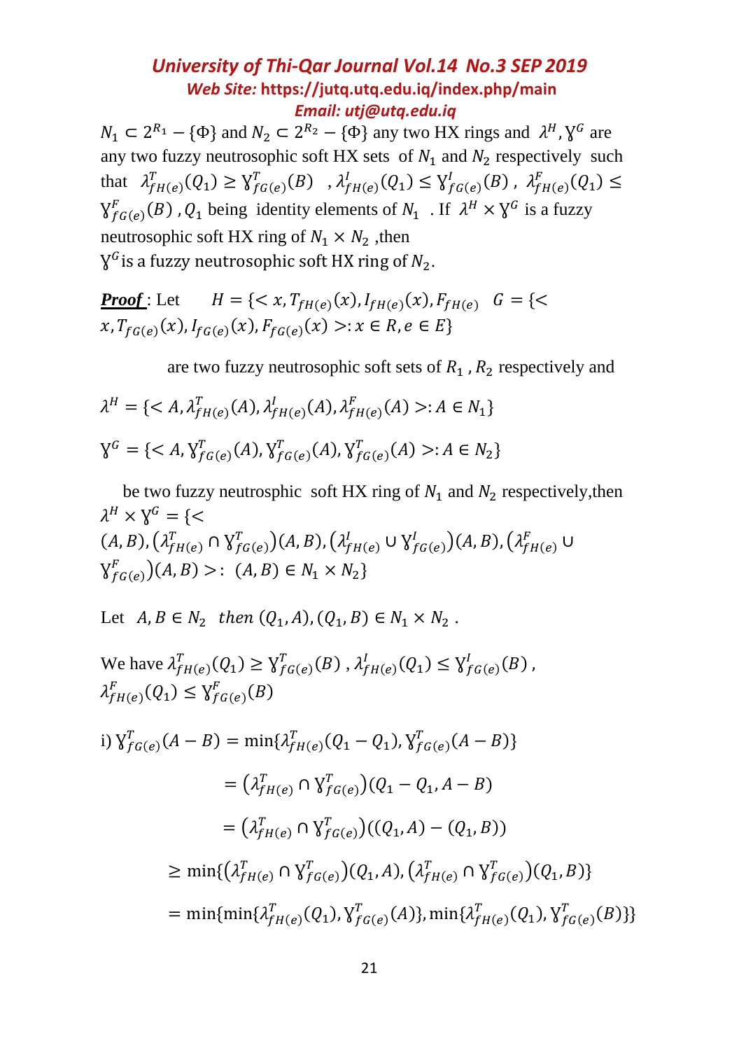$N_1 \subset 2^{R_1} - \{\Phi\}$ and $N_2 \subset 2^{R_2} - \{\Phi\}$ any two HX rings and $\lambda^H, \text{ɣ}^G$ are any two fuzzy neutrosophic soft HX sets of $N_1$ and $N_2$ respectively such that $\lambda^T_{fH(e)}(Q_1) \geq \text{ɣ}^T_{fG(e)}(B)$ , $\lambda^I_{fH(e)}(Q_1) \leq \text{ɣ}^I_{fG(e)}(B)$ , $\lambda^F_{fH(e)}(Q_1) \leq \text{ɣ}^F_{fG(e)}(B)$ , $Q_1$ being identity elements of $N_1$ . If $\lambda^H \times \text{ɣ}^G$ is a fuzzy neutrosophic soft HX ring of $N_1 \times N_2$ ,then $\text{ɣ}^G$ is a fuzzy neutrosophic soft HX ring of $N_2$.

***Proof*** : Let $H = \{< x, T_{fH(e)}(x), I_{fH(e)}(x), F_{fH(e)}$ $G = \{< x, T_{fG(e)}(x), I_{fG(e)}(x), F_{fG(e)}(x) >: x \in R, e \in E\}$

are two fuzzy neutrosophic soft sets of $R_1$ , $R_2$ respectively and

$$\lambda^H = \{< A, \lambda^T_{fH(e)}(A), \lambda^I_{fH(e)}(A), \lambda^F_{fH(e)}(A) >: A \in N_1\}$$

$$\text{ɣ}^G = \{< A, \text{ɣ}^T_{fG(e)}(A), \text{ɣ}^T_{fG(e)}(A), \text{ɣ}^T_{fG(e)}(A) >: A \in N_2\}$$

be two fuzzy neutrosphic soft HX ring of $N_1$ and $N_2$ respectively,then $\lambda^H \times \text{ɣ}^G = \{< (A, B), (\lambda^T_{fH(e)} \cap \text{ɣ}^T_{fG(e)})(A, B), (\lambda^I_{fH(e)} \cup \text{ɣ}^I_{fG(e)})(A, B), (\lambda^F_{fH(e)} \cup \text{ɣ}^F_{fG(e)})(A, B) >: \ (A, B) \in N_1 \times N_2\}$

Let $A, B \in N_2$ *then* $(Q_1, A), (Q_1, B) \in N_1 \times N_2$ .

We have $\lambda^T_{fH(e)}(Q_1) \geq \text{ɣ}^T_{fG(e)}(B)$ , $\lambda^I_{fH(e)}(Q_1) \leq \text{ɣ}^I_{fG(e)}(B)$ , $\lambda^F_{fH(e)}(Q_1) \leq \text{ɣ}^F_{fG(e)}(B)$

i) $\text{ɣ}^T_{fG(e)}(A - B) = \min\{\lambda^T_{fH(e)}(Q_1 - Q_1), \text{ɣ}^T_{fG(e)}(A - B)\}$

$$= (\lambda^T_{fH(e)} \cap \text{ɣ}^T_{fG(e)})(Q_1 - Q_1, A - B)$$

$$= (\lambda^T_{fH(e)} \cap \text{ɣ}^T_{fG(e)})((Q_1, A) - (Q_1, B))$$

$$\geq \min\{(\lambda^T_{fH(e)} \cap \text{ɣ}^T_{fG(e)})(Q_1, A), (\lambda^T_{fH(e)} \cap \text{ɣ}^T_{fG(e)})(Q_1, B)\}$$

$$= \min\{\min\{\lambda^T_{fH(e)}(Q_1), \text{ɣ}^T_{fG(e)}(A)\}, \min\{\lambda^T_{fH(e)}(Q_1), \text{ɣ}^T_{fG(e)}(B)\}\}$$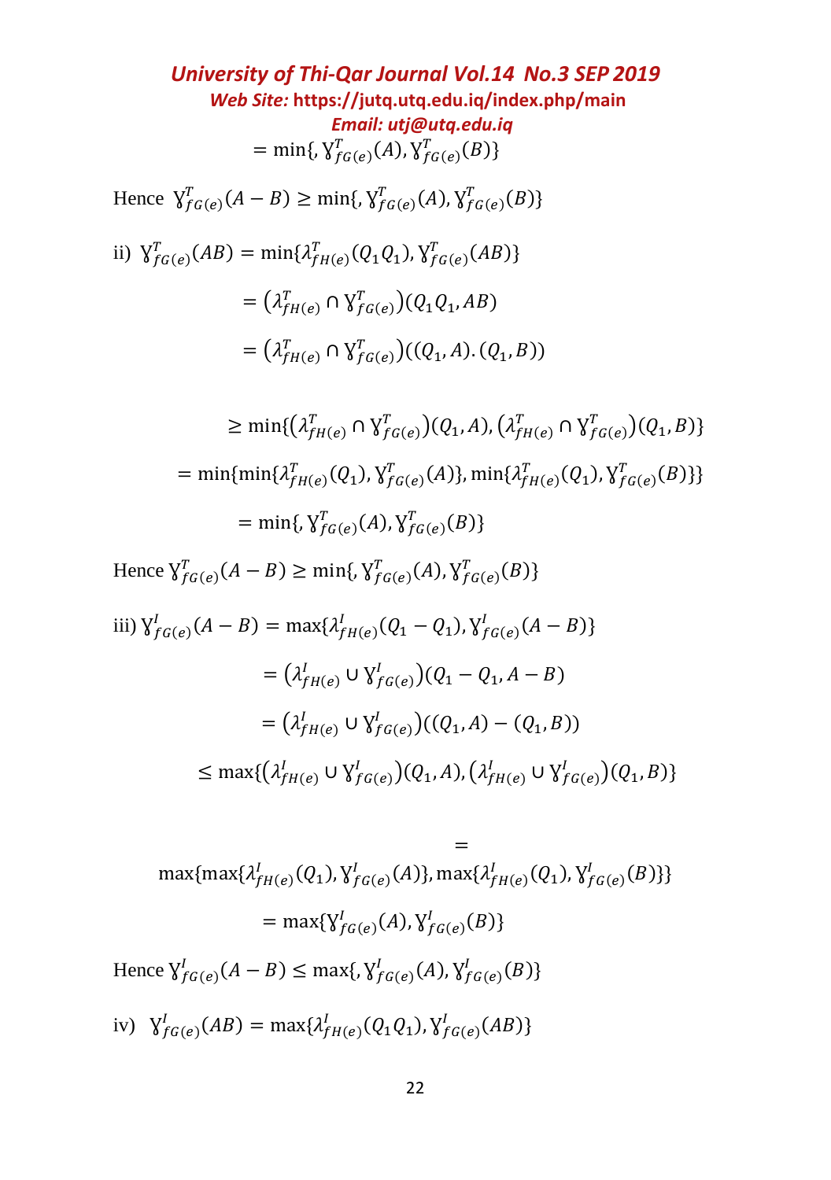$$= \min\{, \text{Ɣ}^T_{fG(e)}(A), \text{Ɣ}^T_{fG(e)}(B)\}$$

Hence $\text{Ɣ}^T_{fG(e)}(A - B) \geq \min\{, \text{Ɣ}^T_{fG(e)}(A), \text{Ɣ}^T_{fG(e)}(B)\}$

ii) $\text{Ɣ}^T_{fG(e)}(AB) = \min\{\lambda^T_{fH(e)}(Q_1 Q_1), \text{Ɣ}^T_{fG(e)}(AB)\}$

$$= \left(\lambda^T_{fH(e)} \cap \text{Ɣ}^T_{fG(e)}\right)(Q_1 Q_1, AB)$$

$$= \left(\lambda^T_{fH(e)} \cap \text{Ɣ}^T_{fG(e)}\right)((Q_1, A).(Q_1, B))$$

$$\geq \min\{\left(\lambda^T_{fH(e)} \cap \text{Ɣ}^T_{fG(e)}\right)(Q_1, A), \left(\lambda^T_{fH(e)} \cap \text{Ɣ}^T_{fG(e)}\right)(Q_1, B)\}$$

$$= \min\{\min\{\lambda^T_{fH(e)}(Q_1), \text{Ɣ}^T_{fG(e)}(A)\}, \min\{\lambda^T_{fH(e)}(Q_1), \text{Ɣ}^T_{fG(e)}(B)\}\}$$

$$= \min\{, \text{Ɣ}^T_{fG(e)}(A), \text{Ɣ}^T_{fG(e)}(B)\}$$

Hence $\text{Ɣ}^T_{fG(e)}(A - B) \geq \min\{, \text{Ɣ}^T_{fG(e)}(A), \text{Ɣ}^T_{fG(e)}(B)\}$

iii) $\text{Ɣ}^I_{fG(e)}(A - B) = \max\{\lambda^I_{fH(e)}(Q_1 - Q_1), \text{Ɣ}^I_{fG(e)}(A - B)\}$

$$= \left(\lambda^I_{fH(e)} \cup \text{Ɣ}^I_{fG(e)}\right)(Q_1 - Q_1, A - B)$$

$$= \left(\lambda^I_{fH(e)} \cup \text{Ɣ}^I_{fG(e)}\right)((Q_1, A) - (Q_1, B))$$

$$\leq \max\{\left(\lambda^I_{fH(e)} \cup \text{Ɣ}^I_{fG(e)}\right)(Q_1, A), \left(\lambda^I_{fH(e)} \cup \text{Ɣ}^I_{fG(e)}\right)(Q_1, B)\}$$

$$= \max\{\max\{\lambda^I_{fH(e)}(Q_1), \text{Ɣ}^I_{fG(e)}(A)\}, \max\{\lambda^I_{fH(e)}(Q_1), \text{Ɣ}^I_{fG(e)}(B)\}\}$$

$$= \max\{\text{Ɣ}^I_{fG(e)}(A), \text{Ɣ}^I_{fG(e)}(B)\}$$

Hence $\text{Ɣ}^I_{fG(e)}(A - B) \leq \max\{, \text{Ɣ}^I_{fG(e)}(A), \text{Ɣ}^I_{fG(e)}(B)\}$

iv) $\text{Ɣ}^I_{fG(e)}(AB) = \max\{\lambda^I_{fH(e)}(Q_1 Q_1), \text{Ɣ}^I_{fG(e)}(AB)\}$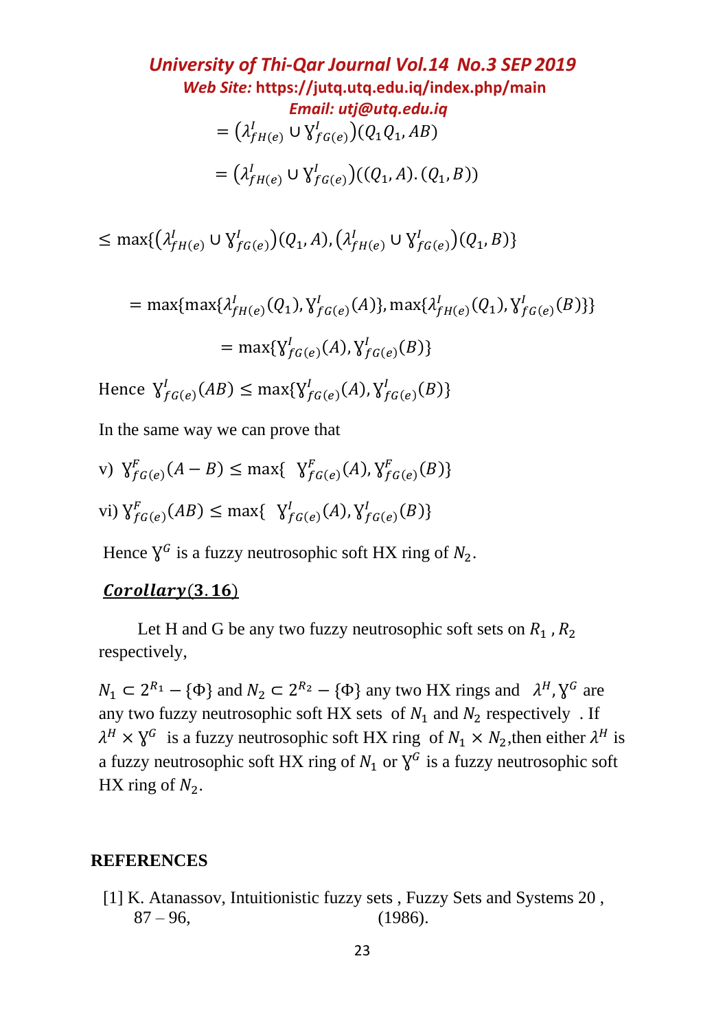$$= \left(\lambda^I_{fH(e)} \cup Ɣ^I_{fG(e)}\right)(Q_1 Q_1, AB)$$

$$= \left(\lambda^I_{fH(e)} \cup Ɣ^I_{fG(e)}\right)((Q_1, A).(Q_1, B))$$

$$\leq \max\{\left(\lambda^I_{fH(e)} \cup Ɣ^I_{fG(e)}\right)(Q_1, A), \left(\lambda^I_{fH(e)} \cup Ɣ^I_{fG(e)}\right)(Q_1, B)\}$$

$$= \max\{\max\{\lambda^I_{fH(e)}(Q_1), Ɣ^I_{fG(e)}(A)\}, \max\{\lambda^I_{fH(e)}(Q_1), Ɣ^I_{fG(e)}(B)\}\}$$

$$= \max\{Ɣ^I_{fG(e)}(A), Ɣ^I_{fG(e)}(B)\}$$

Hence $Ɣ^I_{fG(e)}(AB) \leq \max\{Ɣ^I_{fG(e)}(A), Ɣ^I_{fG(e)}(B)\}$

In the same way we can prove that

v) $Ɣ^F_{fG(e)}(A - B) \leq \max\{ \; Ɣ^F_{fG(e)}(A), Ɣ^F_{fG(e)}(B)\}$

vi) $Ɣ^F_{fG(e)}(AB) \leq \max\{ \; Ɣ^I_{fG(e)}(A), Ɣ^I_{fG(e)}(B)\}$

Hence $Ɣ^G$ is a fuzzy neutrosophic soft HX ring of $N_2$.

## ***Corollary*(3.16)**

Let H and G be any two fuzzy neutrosophic soft sets on $R_1$ , $R_2$ respectively,

$N_1 \subset 2^{R_1} - \{\Phi\}$ and $N_2 \subset 2^{R_2} - \{\Phi\}$ any two HX rings and $\lambda^H, Ɣ^G$ are any two fuzzy neutrosophic soft HX sets of $N_1$ and $N_2$ respectively . If $\lambda^H \times Ɣ^G$ is a fuzzy neutrosophic soft HX ring of $N_1 \times N_2$,then either $\lambda^H$ is a fuzzy neutrosophic soft HX ring of $N_1$ or $Ɣ^G$ is a fuzzy neutrosophic soft HX ring of $N_2$.

## REFERENCES

[1] K. Atanassov, Intuitionistic fuzzy sets , Fuzzy Sets and Systems 20 , 87 – 96, (1986).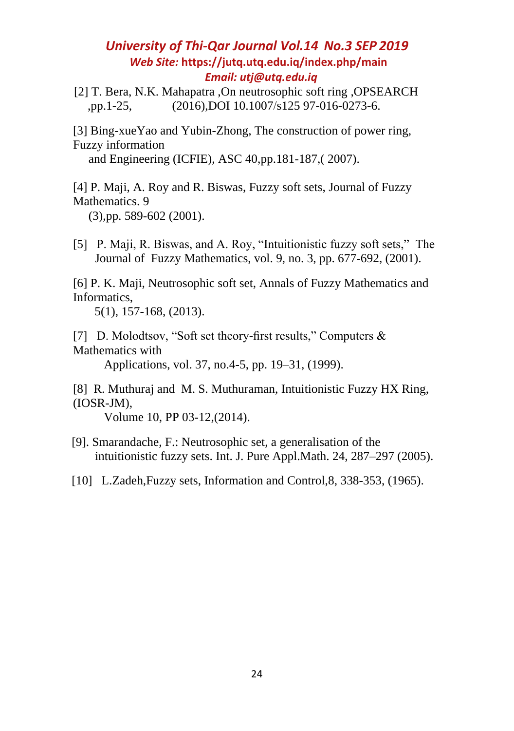[2] T. Bera, N.K. Mahapatra ,On neutrosophic soft ring ,OPSEARCH ,pp.1-25, (2016),DOI 10.1007/s125 97-016-0273-6.

[3] Bing-xueYao and Yubin-Zhong, The construction of power ring, Fuzzy information and Engineering (ICFIE), ASC 40,pp.181-187,( 2007).

[4] P. Maji, A. Roy and R. Biswas, Fuzzy soft sets, Journal of Fuzzy Mathematics. 9 (3),pp. 589-602 (2001).

[5] P. Maji, R. Biswas, and A. Roy, "Intuitionistic fuzzy soft sets," The Journal of Fuzzy Mathematics, vol. 9, no. 3, pp. 677-692, (2001).

[6] P. K. Maji, Neutrosophic soft set, Annals of Fuzzy Mathematics and Informatics, 5(1), 157-168, (2013).

[7] D. Molodtsov, "Soft set theory-first results," Computers & Mathematics with Applications, vol. 37, no.4-5, pp. 19–31, (1999).

[8] R. Muthuraj and M. S. Muthuraman, Intuitionistic Fuzzy HX Ring, (IOSR-JM), Volume 10, PP 03-12,(2014).

[9]. Smarandache, F.: Neutrosophic set, a generalisation of the intuitionistic fuzzy sets. Int. J. Pure Appl.Math. 24, 287–297 (2005).

[10] L.Zadeh,Fuzzy sets, Information and Control,8, 338-353, (1965).